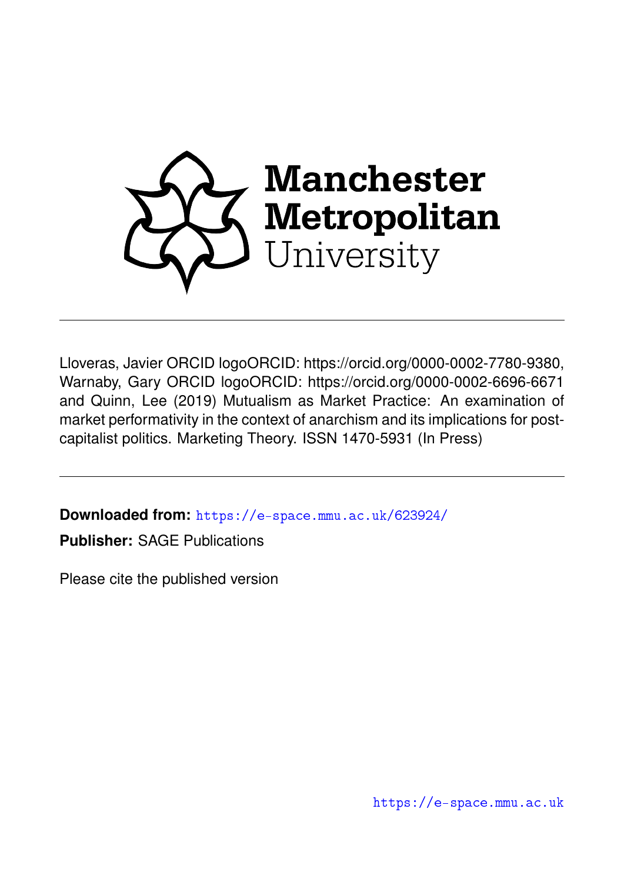Manchester Metropolitan University

Lloveras, Javier ORCID logoORCID: https://orcid.org/0000-0002-7780-9380, Warnaby, Gary ORCID logoORCID: https://orcid.org/0000-0002-6696-6671 and Quinn, Lee (2019) Mutualism as Market Practice: An examination of market performativity in the context of anarchism and its implications for post-capitalist politics. Marketing Theory. ISSN 1470-5931 (In Press)

**Downloaded from:** https://e-space.mmu.ac.uk/623924/

**Publisher:** SAGE Publications

Please cite the published version

https://e-space.mmu.ac.uk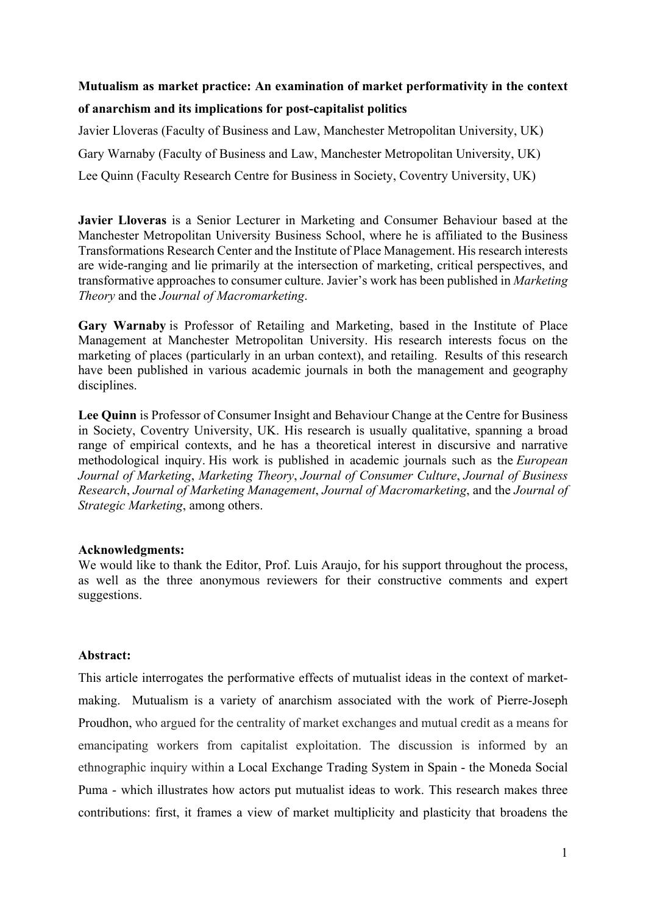**Mutualism as market practice: An examination of market performativity in the context of anarchism and its implications for post-capitalist politics**

Javier Lloveras (Faculty of Business and Law, Manchester Metropolitan University, UK)

Gary Warnaby (Faculty of Business and Law, Manchester Metropolitan University, UK)

Lee Quinn (Faculty Research Centre for Business in Society, Coventry University, UK)

**Javier Lloveras** is a Senior Lecturer in Marketing and Consumer Behaviour based at the Manchester Metropolitan University Business School, where he is affiliated to the Business Transformations Research Center and the Institute of Place Management. His research interests are wide-ranging and lie primarily at the intersection of marketing, critical perspectives, and transformative approaches to consumer culture. Javier's work has been published in *Marketing Theory* and the *Journal of Macromarketing*.

**Gary Warnaby** is Professor of Retailing and Marketing, based in the Institute of Place Management at Manchester Metropolitan University. His research interests focus on the marketing of places (particularly in an urban context), and retailing. Results of this research have been published in various academic journals in both the management and geography disciplines.

**Lee Quinn** is Professor of Consumer Insight and Behaviour Change at the Centre for Business in Society, Coventry University, UK. His research is usually qualitative, spanning a broad range of empirical contexts, and he has a theoretical interest in discursive and narrative methodological inquiry. His work is published in academic journals such as the *European Journal of Marketing*, *Marketing Theory*, *Journal of Consumer Culture*, *Journal of Business Research*, *Journal of Marketing Management*, *Journal of Macromarketing*, and the *Journal of Strategic Marketing*, among others.

**Acknowledgments:**

We would like to thank the Editor, Prof. Luis Araujo, for his support throughout the process, as well as the three anonymous reviewers for their constructive comments and expert suggestions.

**Abstract:**

This article interrogates the performative effects of mutualist ideas in the context of market-making. Mutualism is a variety of anarchism associated with the work of Pierre-Joseph Proudhon, who argued for the centrality of market exchanges and mutual credit as a means for emancipating workers from capitalist exploitation. The discussion is informed by an ethnographic inquiry within a Local Exchange Trading System in Spain - the Moneda Social Puma - which illustrates how actors put mutualist ideas to work. This research makes three contributions: first, it frames a view of market multiplicity and plasticity that broadens the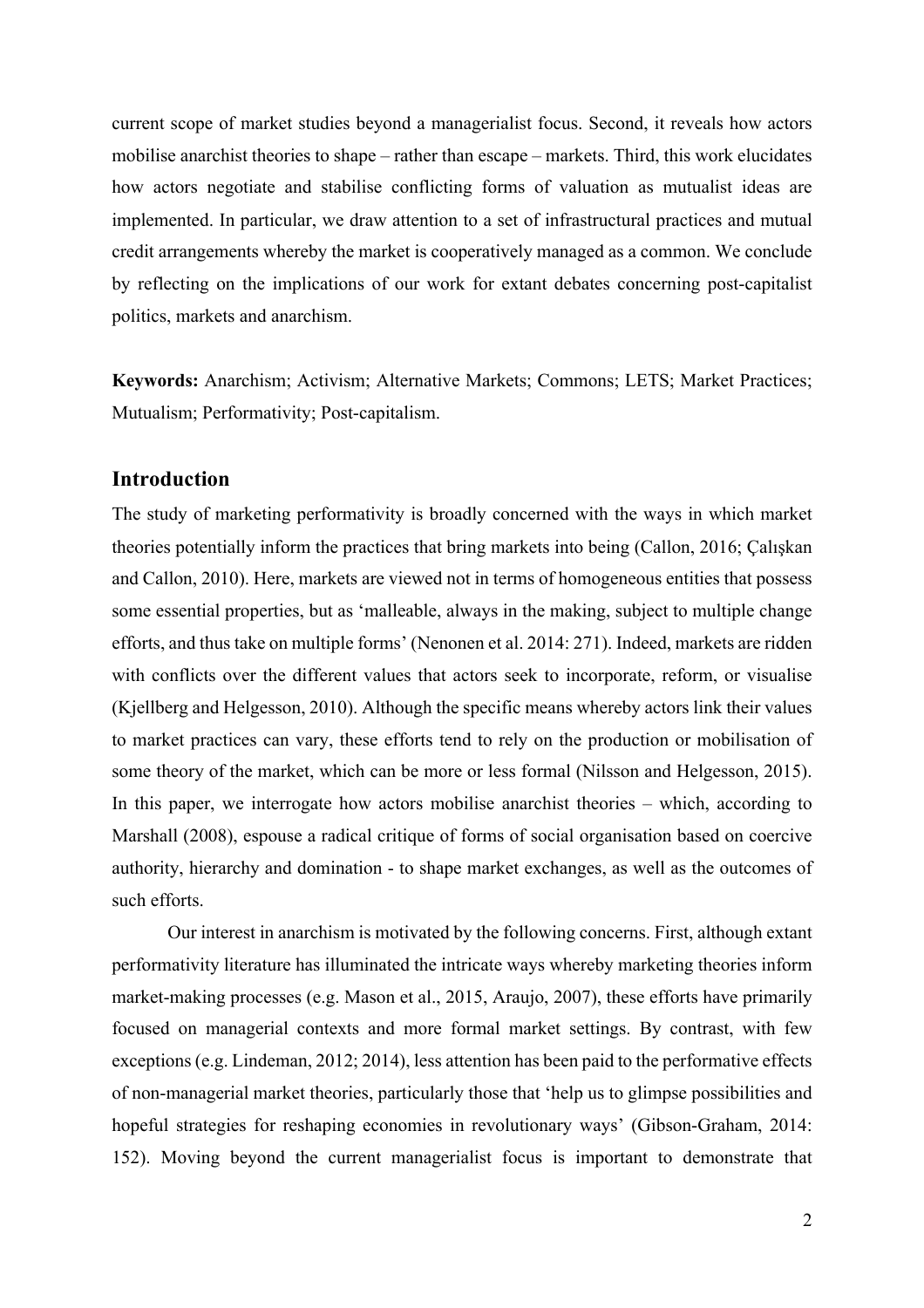current scope of market studies beyond a managerialist focus. Second, it reveals how actors mobilise anarchist theories to shape – rather than escape – markets. Third, this work elucidates how actors negotiate and stabilise conflicting forms of valuation as mutualist ideas are implemented. In particular, we draw attention to a set of infrastructural practices and mutual credit arrangements whereby the market is cooperatively managed as a common. We conclude by reflecting on the implications of our work for extant debates concerning post-capitalist politics, markets and anarchism.

**Keywords:** Anarchism; Activism; Alternative Markets; Commons; LETS; Market Practices; Mutualism; Performativity; Post-capitalism.

## Introduction

The study of marketing performativity is broadly concerned with the ways in which market theories potentially inform the practices that bring markets into being (Callon, 2016; Çalışkan and Callon, 2010). Here, markets are viewed not in terms of homogeneous entities that possess some essential properties, but as 'malleable, always in the making, subject to multiple change efforts, and thus take on multiple forms' (Nenonen et al. 2014: 271). Indeed, markets are ridden with conflicts over the different values that actors seek to incorporate, reform, or visualise (Kjellberg and Helgesson, 2010). Although the specific means whereby actors link their values to market practices can vary, these efforts tend to rely on the production or mobilisation of some theory of the market, which can be more or less formal (Nilsson and Helgesson, 2015). In this paper, we interrogate how actors mobilise anarchist theories – which, according to Marshall (2008), espouse a radical critique of forms of social organisation based on coercive authority, hierarchy and domination - to shape market exchanges, as well as the outcomes of such efforts.

Our interest in anarchism is motivated by the following concerns. First, although extant performativity literature has illuminated the intricate ways whereby marketing theories inform market-making processes (e.g. Mason et al., 2015, Araujo, 2007), these efforts have primarily focused on managerial contexts and more formal market settings. By contrast, with few exceptions (e.g. Lindeman, 2012; 2014), less attention has been paid to the performative effects of non-managerial market theories, particularly those that 'help us to glimpse possibilities and hopeful strategies for reshaping economies in revolutionary ways' (Gibson-Graham, 2014: 152). Moving beyond the current managerialist focus is important to demonstrate that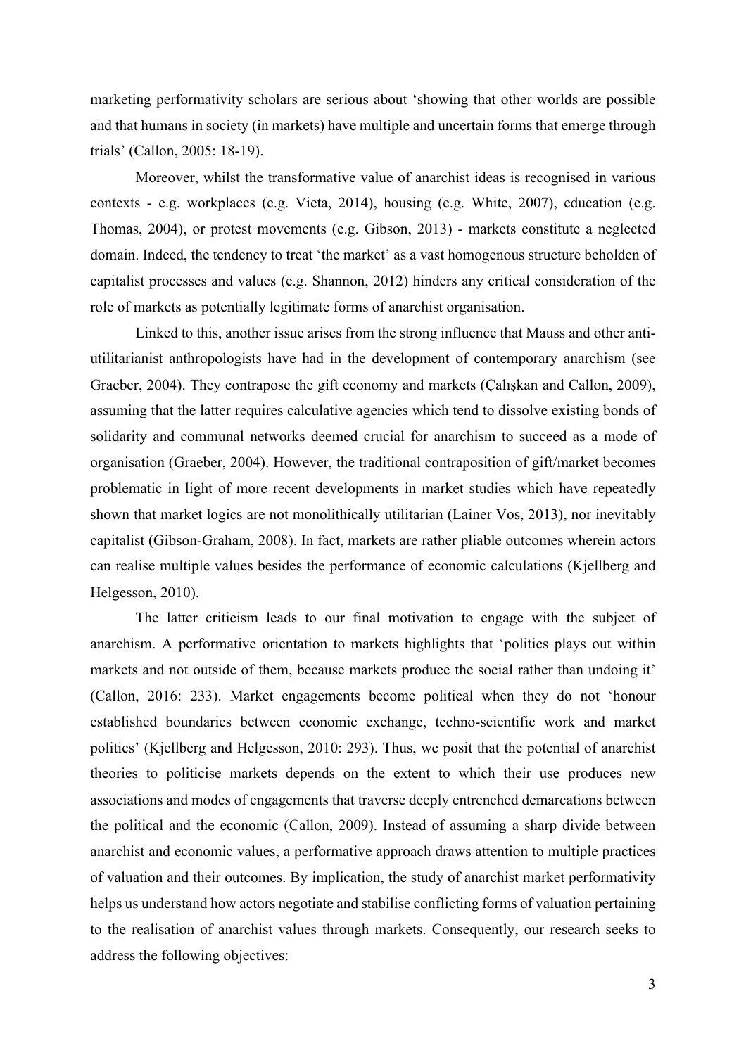marketing performativity scholars are serious about 'showing that other worlds are possible and that humans in society (in markets) have multiple and uncertain forms that emerge through trials' (Callon, 2005: 18-19).

Moreover, whilst the transformative value of anarchist ideas is recognised in various contexts - e.g. workplaces (e.g. Vieta, 2014), housing (e.g. White, 2007), education (e.g. Thomas, 2004), or protest movements (e.g. Gibson, 2013) - markets constitute a neglected domain. Indeed, the tendency to treat 'the market' as a vast homogenous structure beholden of capitalist processes and values (e.g. Shannon, 2012) hinders any critical consideration of the role of markets as potentially legitimate forms of anarchist organisation.

Linked to this, another issue arises from the strong influence that Mauss and other anti-utilitarianist anthropologists have had in the development of contemporary anarchism (see Graeber, 2004). They contrapose the gift economy and markets (Çalışkan and Callon, 2009), assuming that the latter requires calculative agencies which tend to dissolve existing bonds of solidarity and communal networks deemed crucial for anarchism to succeed as a mode of organisation (Graeber, 2004). However, the traditional contraposition of gift/market becomes problematic in light of more recent developments in market studies which have repeatedly shown that market logics are not monolithically utilitarian (Lainer Vos, 2013), nor inevitably capitalist (Gibson-Graham, 2008). In fact, markets are rather pliable outcomes wherein actors can realise multiple values besides the performance of economic calculations (Kjellberg and Helgesson, 2010).

The latter criticism leads to our final motivation to engage with the subject of anarchism. A performative orientation to markets highlights that 'politics plays out within markets and not outside of them, because markets produce the social rather than undoing it' (Callon, 2016: 233). Market engagements become political when they do not 'honour established boundaries between economic exchange, techno-scientific work and market politics' (Kjellberg and Helgesson, 2010: 293). Thus, we posit that the potential of anarchist theories to politicise markets depends on the extent to which their use produces new associations and modes of engagements that traverse deeply entrenched demarcations between the political and the economic (Callon, 2009). Instead of assuming a sharp divide between anarchist and economic values, a performative approach draws attention to multiple practices of valuation and their outcomes. By implication, the study of anarchist market performativity helps us understand how actors negotiate and stabilise conflicting forms of valuation pertaining to the realisation of anarchist values through markets. Consequently, our research seeks to address the following objectives: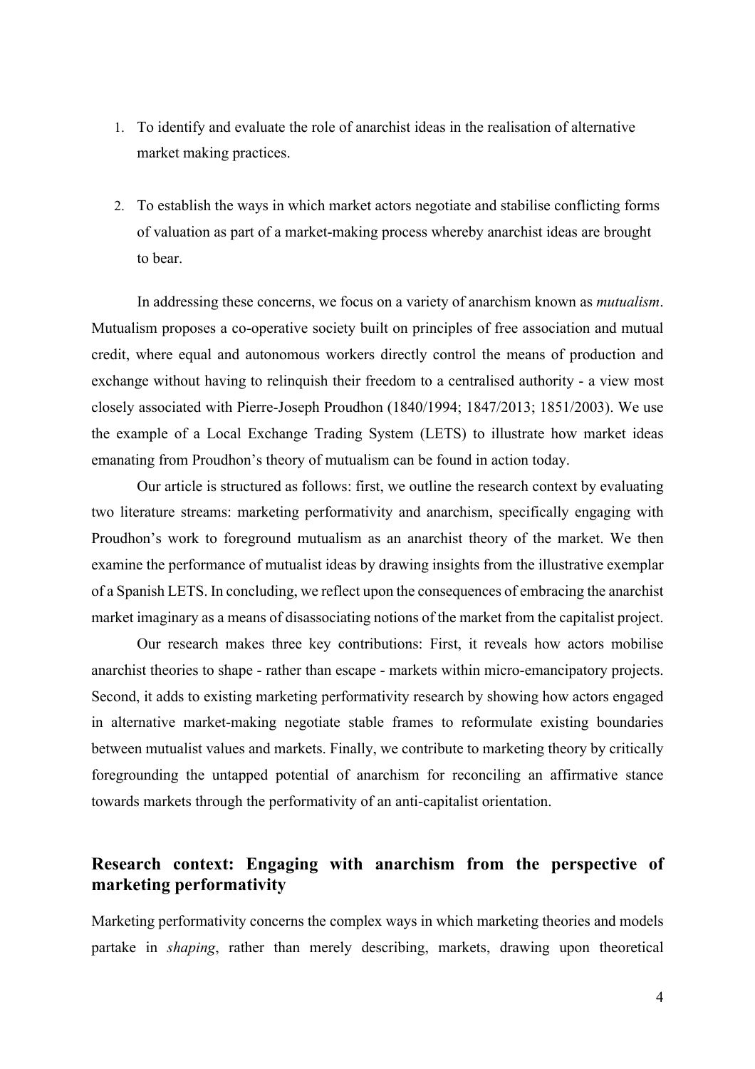1. To identify and evaluate the role of anarchist ideas in the realisation of alternative market making practices.

2. To establish the ways in which market actors negotiate and stabilise conflicting forms of valuation as part of a market-making process whereby anarchist ideas are brought to bear.

In addressing these concerns, we focus on a variety of anarchism known as *mutualism*. Mutualism proposes a co-operative society built on principles of free association and mutual credit, where equal and autonomous workers directly control the means of production and exchange without having to relinquish their freedom to a centralised authority - a view most closely associated with Pierre-Joseph Proudhon (1840/1994; 1847/2013; 1851/2003). We use the example of a Local Exchange Trading System (LETS) to illustrate how market ideas emanating from Proudhon's theory of mutualism can be found in action today.

Our article is structured as follows: first, we outline the research context by evaluating two literature streams: marketing performativity and anarchism, specifically engaging with Proudhon's work to foreground mutualism as an anarchist theory of the market. We then examine the performance of mutualist ideas by drawing insights from the illustrative exemplar of a Spanish LETS. In concluding, we reflect upon the consequences of embracing the anarchist market imaginary as a means of disassociating notions of the market from the capitalist project.

Our research makes three key contributions: First, it reveals how actors mobilise anarchist theories to shape - rather than escape - markets within micro-emancipatory projects. Second, it adds to existing marketing performativity research by showing how actors engaged in alternative market-making negotiate stable frames to reformulate existing boundaries between mutualist values and markets. Finally, we contribute to marketing theory by critically foregrounding the untapped potential of anarchism for reconciling an affirmative stance towards markets through the performativity of an anti-capitalist orientation.

## Research context: Engaging with anarchism from the perspective of marketing performativity

Marketing performativity concerns the complex ways in which marketing theories and models partake in *shaping*, rather than merely describing, markets, drawing upon theoretical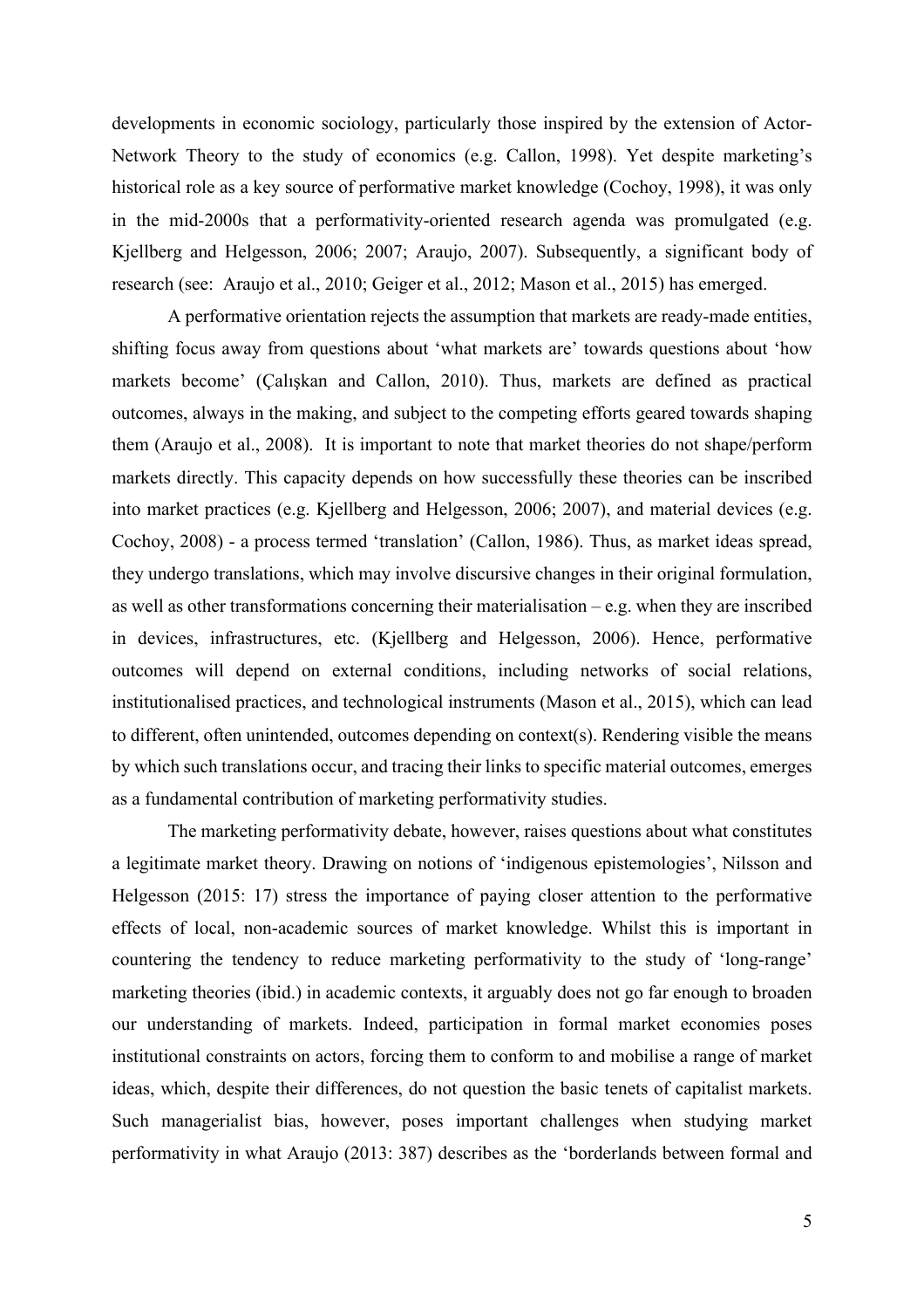developments in economic sociology, particularly those inspired by the extension of Actor-Network Theory to the study of economics (e.g. Callon, 1998). Yet despite marketing's historical role as a key source of performative market knowledge (Cochoy, 1998), it was only in the mid-2000s that a performativity-oriented research agenda was promulgated (e.g. Kjellberg and Helgesson, 2006; 2007; Araujo, 2007). Subsequently, a significant body of research (see: Araujo et al., 2010; Geiger et al., 2012; Mason et al., 2015) has emerged.

A performative orientation rejects the assumption that markets are ready-made entities, shifting focus away from questions about 'what markets are' towards questions about 'how markets become' (Çalışkan and Callon, 2010). Thus, markets are defined as practical outcomes, always in the making, and subject to the competing efforts geared towards shaping them (Araujo et al., 2008). It is important to note that market theories do not shape/perform markets directly. This capacity depends on how successfully these theories can be inscribed into market practices (e.g. Kjellberg and Helgesson, 2006; 2007), and material devices (e.g. Cochoy, 2008) - a process termed 'translation' (Callon, 1986). Thus, as market ideas spread, they undergo translations, which may involve discursive changes in their original formulation, as well as other transformations concerning their materialisation – e.g. when they are inscribed in devices, infrastructures, etc. (Kjellberg and Helgesson, 2006). Hence, performative outcomes will depend on external conditions, including networks of social relations, institutionalised practices, and technological instruments (Mason et al., 2015), which can lead to different, often unintended, outcomes depending on context(s). Rendering visible the means by which such translations occur, and tracing their links to specific material outcomes, emerges as a fundamental contribution of marketing performativity studies.

The marketing performativity debate, however, raises questions about what constitutes a legitimate market theory. Drawing on notions of 'indigenous epistemologies', Nilsson and Helgesson (2015: 17) stress the importance of paying closer attention to the performative effects of local, non-academic sources of market knowledge. Whilst this is important in countering the tendency to reduce marketing performativity to the study of 'long-range' marketing theories (ibid.) in academic contexts, it arguably does not go far enough to broaden our understanding of markets. Indeed, participation in formal market economies poses institutional constraints on actors, forcing them to conform to and mobilise a range of market ideas, which, despite their differences, do not question the basic tenets of capitalist markets. Such managerialist bias, however, poses important challenges when studying market performativity in what Araujo (2013: 387) describes as the 'borderlands between formal and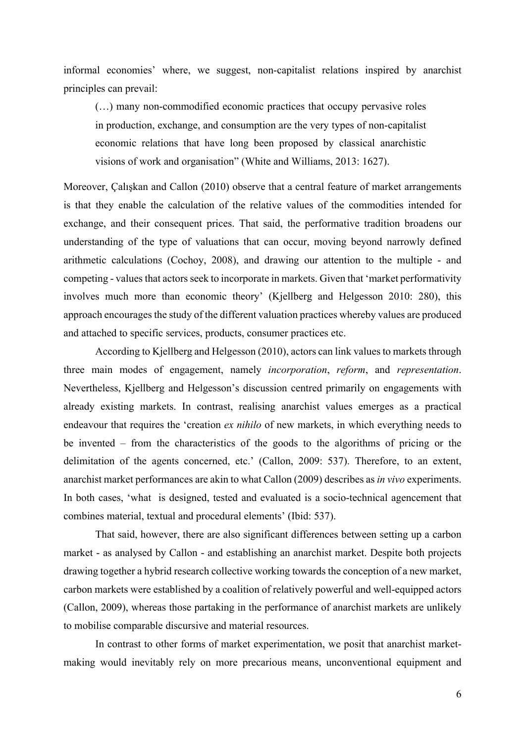informal economies' where, we suggest, non-capitalist relations inspired by anarchist principles can prevail:

> (…) many non-commodified economic practices that occupy pervasive roles in production, exchange, and consumption are the very types of non-capitalist economic relations that have long been proposed by classical anarchistic visions of work and organisation" (White and Williams, 2013: 1627).

Moreover, Çalışkan and Callon (2010) observe that a central feature of market arrangements is that they enable the calculation of the relative values of the commodities intended for exchange, and their consequent prices. That said, the performative tradition broadens our understanding of the type of valuations that can occur, moving beyond narrowly defined arithmetic calculations (Cochoy, 2008), and drawing our attention to the multiple - and competing - values that actors seek to incorporate in markets. Given that 'market performativity involves much more than economic theory' (Kjellberg and Helgesson 2010: 280), this approach encourages the study of the different valuation practices whereby values are produced and attached to specific services, products, consumer practices etc.

According to Kjellberg and Helgesson (2010), actors can link values to markets through three main modes of engagement, namely *incorporation*, *reform*, and *representation*. Nevertheless, Kjellberg and Helgesson's discussion centred primarily on engagements with already existing markets. In contrast, realising anarchist values emerges as a practical endeavour that requires the 'creation *ex nihilo* of new markets, in which everything needs to be invented – from the characteristics of the goods to the algorithms of pricing or the delimitation of the agents concerned, etc.' (Callon, 2009: 537). Therefore, to an extent, anarchist market performances are akin to what Callon (2009) describes as *in vivo* experiments. In both cases, 'what is designed, tested and evaluated is a socio-technical agencement that combines material, textual and procedural elements' (Ibid: 537).

That said, however, there are also significant differences between setting up a carbon market - as analysed by Callon - and establishing an anarchist market. Despite both projects drawing together a hybrid research collective working towards the conception of a new market, carbon markets were established by a coalition of relatively powerful and well-equipped actors (Callon, 2009), whereas those partaking in the performance of anarchist markets are unlikely to mobilise comparable discursive and material resources.

In contrast to other forms of market experimentation, we posit that anarchist market-making would inevitably rely on more precarious means, unconventional equipment and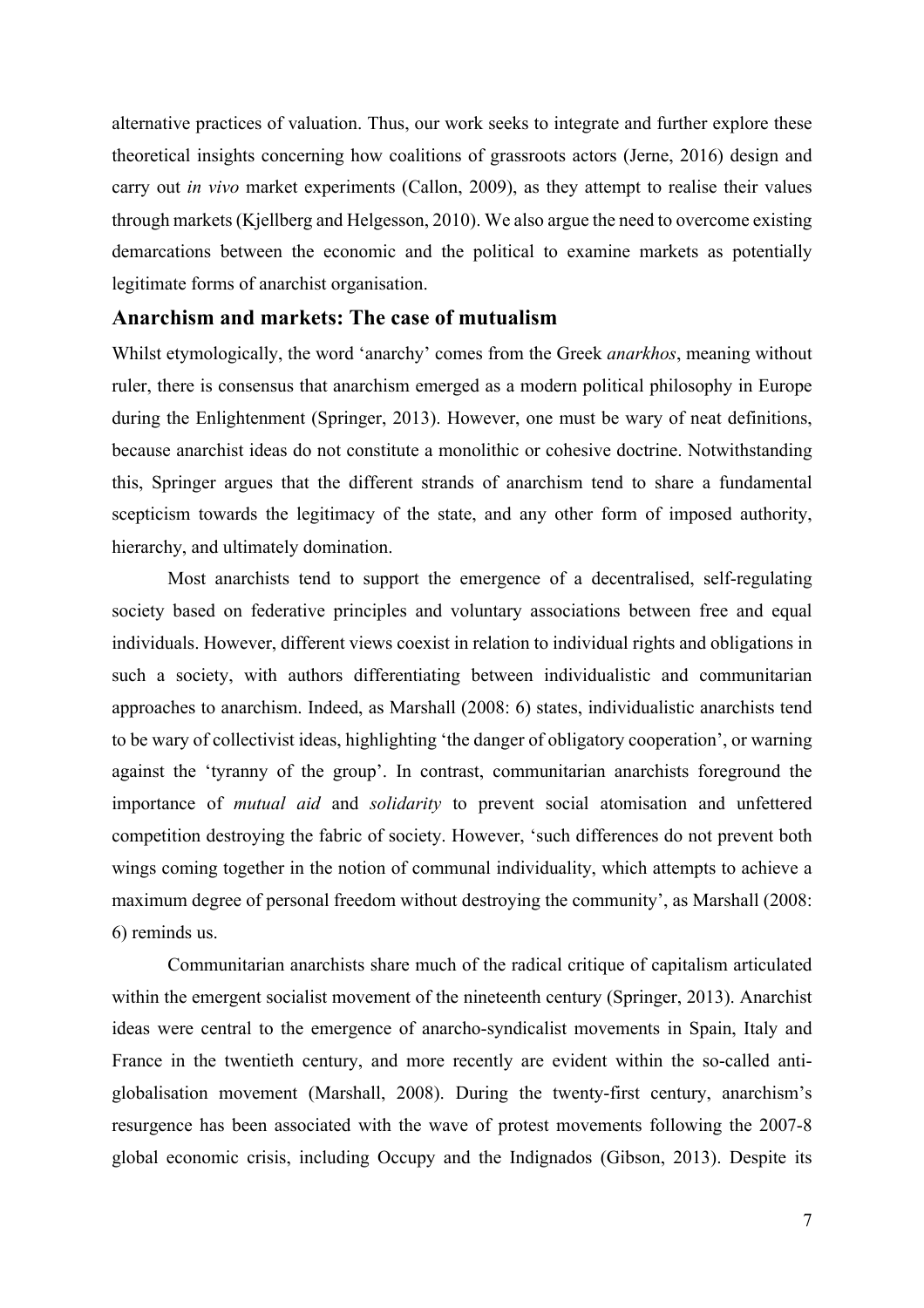alternative practices of valuation. Thus, our work seeks to integrate and further explore these theoretical insights concerning how coalitions of grassroots actors (Jerne, 2016) design and carry out *in vivo* market experiments (Callon, 2009), as they attempt to realise their values through markets (Kjellberg and Helgesson, 2010). We also argue the need to overcome existing demarcations between the economic and the political to examine markets as potentially legitimate forms of anarchist organisation.

## Anarchism and markets: The case of mutualism

Whilst etymologically, the word 'anarchy' comes from the Greek *anarkhos*, meaning without ruler, there is consensus that anarchism emerged as a modern political philosophy in Europe during the Enlightenment (Springer, 2013). However, one must be wary of neat definitions, because anarchist ideas do not constitute a monolithic or cohesive doctrine. Notwithstanding this, Springer argues that the different strands of anarchism tend to share a fundamental scepticism towards the legitimacy of the state, and any other form of imposed authority, hierarchy, and ultimately domination.

Most anarchists tend to support the emergence of a decentralised, self-regulating society based on federative principles and voluntary associations between free and equal individuals. However, different views coexist in relation to individual rights and obligations in such a society, with authors differentiating between individualistic and communitarian approaches to anarchism. Indeed, as Marshall (2008: 6) states, individualistic anarchists tend to be wary of collectivist ideas, highlighting 'the danger of obligatory cooperation', or warning against the 'tyranny of the group'. In contrast, communitarian anarchists foreground the importance of *mutual aid* and *solidarity* to prevent social atomisation and unfettered competition destroying the fabric of society. However, 'such differences do not prevent both wings coming together in the notion of communal individuality, which attempts to achieve a maximum degree of personal freedom without destroying the community', as Marshall (2008: 6) reminds us.

Communitarian anarchists share much of the radical critique of capitalism articulated within the emergent socialist movement of the nineteenth century (Springer, 2013). Anarchist ideas were central to the emergence of anarcho-syndicalist movements in Spain, Italy and France in the twentieth century, and more recently are evident within the so-called anti-globalisation movement (Marshall, 2008). During the twenty-first century, anarchism's resurgence has been associated with the wave of protest movements following the 2007-8 global economic crisis, including Occupy and the Indignados (Gibson, 2013). Despite its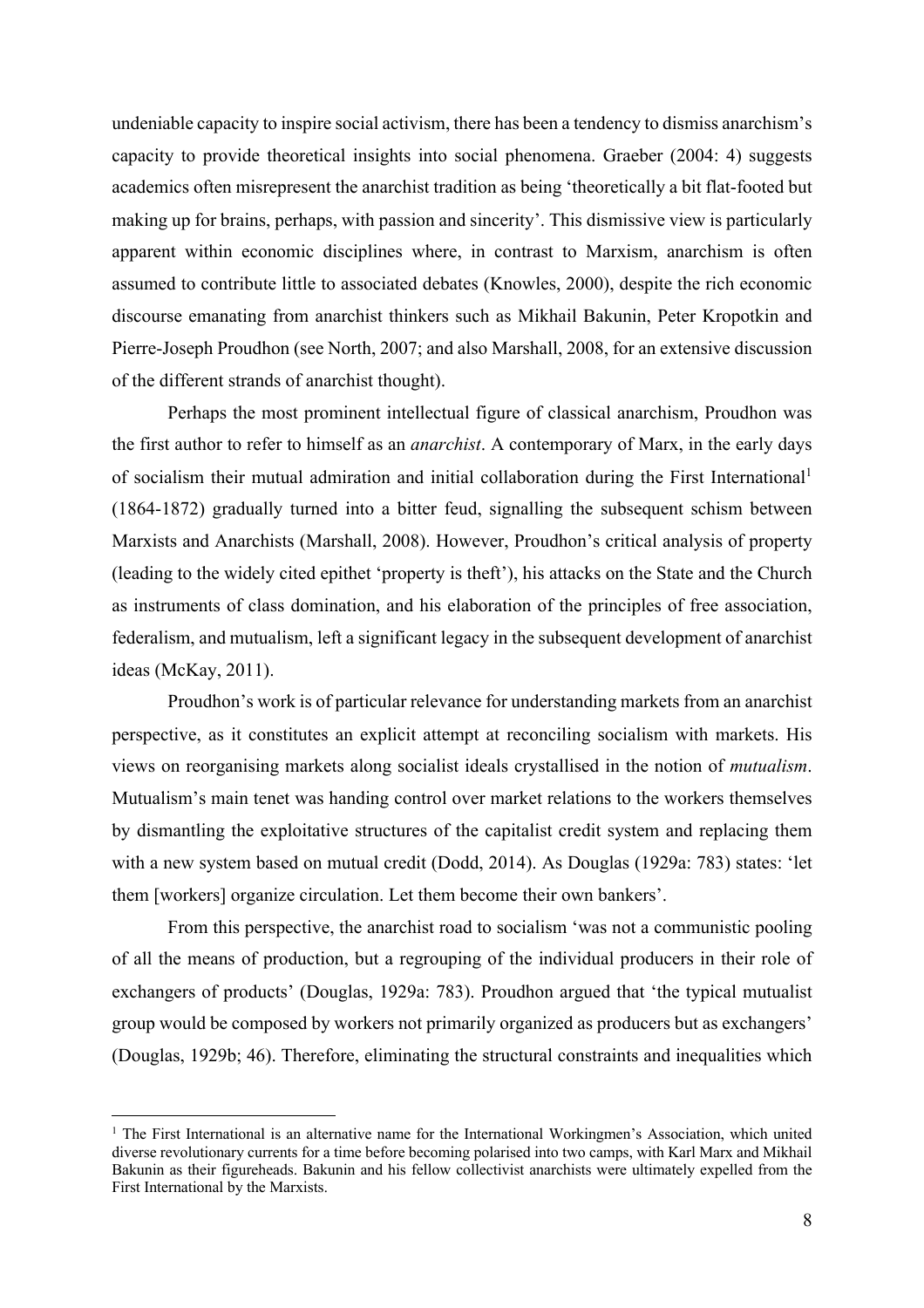undeniable capacity to inspire social activism, there has been a tendency to dismiss anarchism's capacity to provide theoretical insights into social phenomena. Graeber (2004: 4) suggests academics often misrepresent the anarchist tradition as being 'theoretically a bit flat-footed but making up for brains, perhaps, with passion and sincerity'. This dismissive view is particularly apparent within economic disciplines where, in contrast to Marxism, anarchism is often assumed to contribute little to associated debates (Knowles, 2000), despite the rich economic discourse emanating from anarchist thinkers such as Mikhail Bakunin, Peter Kropotkin and Pierre-Joseph Proudhon (see North, 2007; and also Marshall, 2008, for an extensive discussion of the different strands of anarchist thought).

Perhaps the most prominent intellectual figure of classical anarchism, Proudhon was the first author to refer to himself as an *anarchist*. A contemporary of Marx, in the early days of socialism their mutual admiration and initial collaboration during the First International[1] (1864-1872) gradually turned into a bitter feud, signalling the subsequent schism between Marxists and Anarchists (Marshall, 2008). However, Proudhon's critical analysis of property (leading to the widely cited epithet 'property is theft'), his attacks on the State and the Church as instruments of class domination, and his elaboration of the principles of free association, federalism, and mutualism, left a significant legacy in the subsequent development of anarchist ideas (McKay, 2011).

Proudhon's work is of particular relevance for understanding markets from an anarchist perspective, as it constitutes an explicit attempt at reconciling socialism with markets. His views on reorganising markets along socialist ideals crystallised in the notion of *mutualism*. Mutualism's main tenet was handing control over market relations to the workers themselves by dismantling the exploitative structures of the capitalist credit system and replacing them with a new system based on mutual credit (Dodd, 2014). As Douglas (1929a: 783) states: 'let them [workers] organize circulation. Let them become their own bankers'.

From this perspective, the anarchist road to socialism 'was not a communistic pooling of all the means of production, but a regrouping of the individual producers in their role of exchangers of products' (Douglas, 1929a: 783). Proudhon argued that 'the typical mutualist group would be composed by workers not primarily organized as producers but as exchangers' (Douglas, 1929b; 46). Therefore, eliminating the structural constraints and inequalities which

[1] The First International is an alternative name for the International Workingmen's Association, which united diverse revolutionary currents for a time before becoming polarised into two camps, with Karl Marx and Mikhail Bakunin as their figureheads. Bakunin and his fellow collectivist anarchists were ultimately expelled from the First International by the Marxists.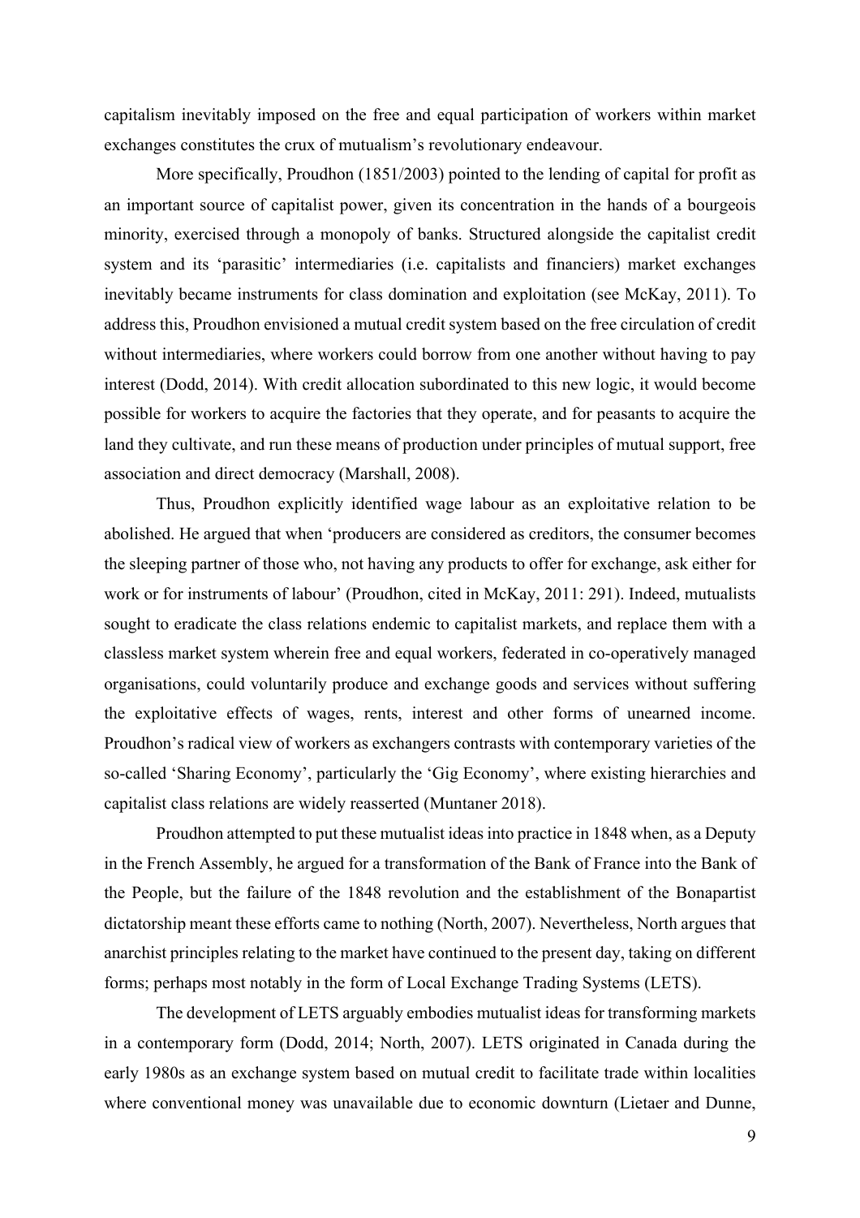capitalism inevitably imposed on the free and equal participation of workers within market exchanges constitutes the crux of mutualism's revolutionary endeavour.

More specifically, Proudhon (1851/2003) pointed to the lending of capital for profit as an important source of capitalist power, given its concentration in the hands of a bourgeois minority, exercised through a monopoly of banks. Structured alongside the capitalist credit system and its 'parasitic' intermediaries (i.e. capitalists and financiers) market exchanges inevitably became instruments for class domination and exploitation (see McKay, 2011). To address this, Proudhon envisioned a mutual credit system based on the free circulation of credit without intermediaries, where workers could borrow from one another without having to pay interest (Dodd, 2014). With credit allocation subordinated to this new logic, it would become possible for workers to acquire the factories that they operate, and for peasants to acquire the land they cultivate, and run these means of production under principles of mutual support, free association and direct democracy (Marshall, 2008).

Thus, Proudhon explicitly identified wage labour as an exploitative relation to be abolished. He argued that when 'producers are considered as creditors, the consumer becomes the sleeping partner of those who, not having any products to offer for exchange, ask either for work or for instruments of labour' (Proudhon, cited in McKay, 2011: 291). Indeed, mutualists sought to eradicate the class relations endemic to capitalist markets, and replace them with a classless market system wherein free and equal workers, federated in co-operatively managed organisations, could voluntarily produce and exchange goods and services without suffering the exploitative effects of wages, rents, interest and other forms of unearned income. Proudhon's radical view of workers as exchangers contrasts with contemporary varieties of the so-called 'Sharing Economy', particularly the 'Gig Economy', where existing hierarchies and capitalist class relations are widely reasserted (Muntaner 2018).

Proudhon attempted to put these mutualist ideas into practice in 1848 when, as a Deputy in the French Assembly, he argued for a transformation of the Bank of France into the Bank of the People, but the failure of the 1848 revolution and the establishment of the Bonapartist dictatorship meant these efforts came to nothing (North, 2007). Nevertheless, North argues that anarchist principles relating to the market have continued to the present day, taking on different forms; perhaps most notably in the form of Local Exchange Trading Systems (LETS).

The development of LETS arguably embodies mutualist ideas for transforming markets in a contemporary form (Dodd, 2014; North, 2007). LETS originated in Canada during the early 1980s as an exchange system based on mutual credit to facilitate trade within localities where conventional money was unavailable due to economic downturn (Lietaer and Dunne,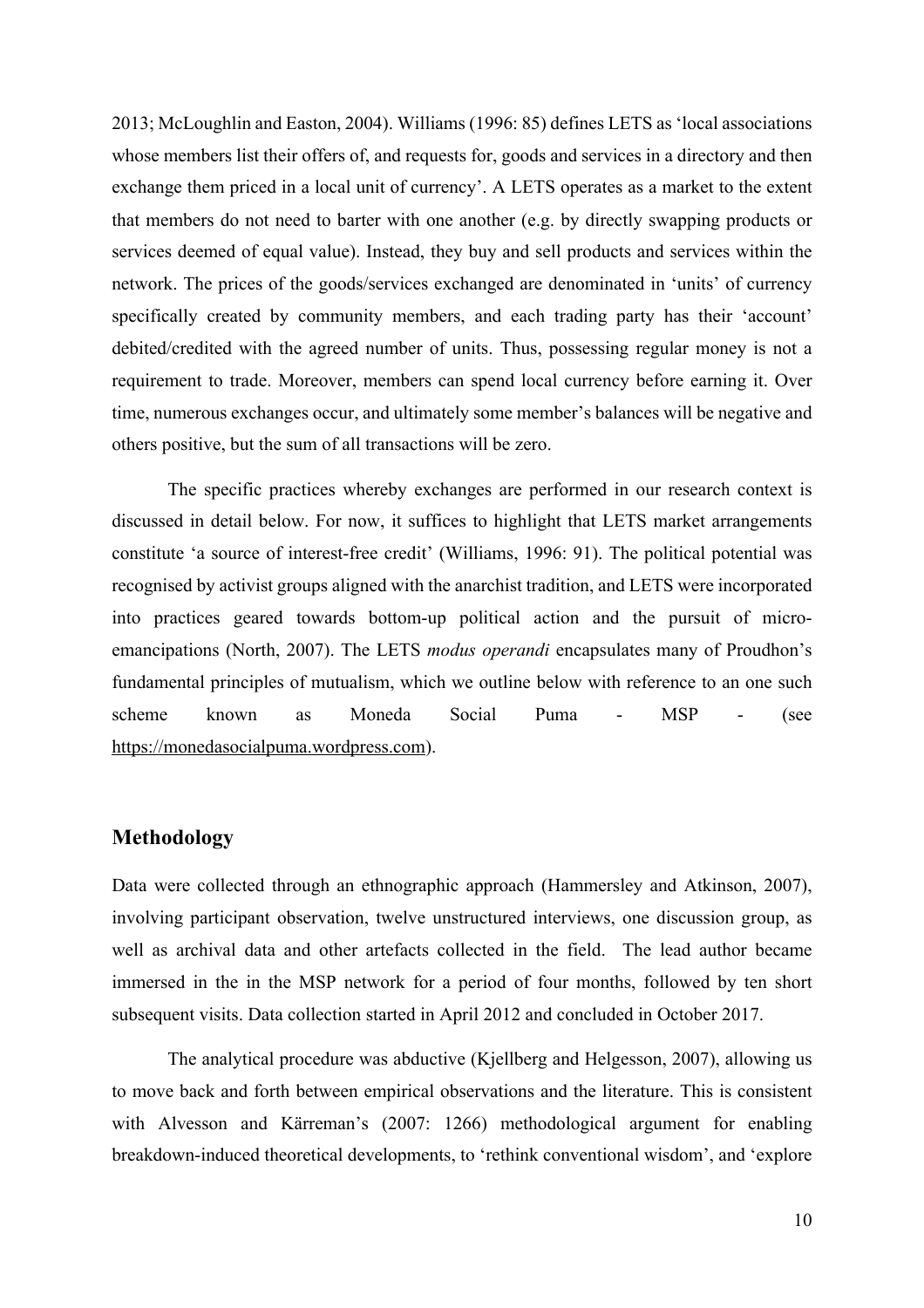2013; McLoughlin and Easton, 2004). Williams (1996: 85) defines LETS as 'local associations whose members list their offers of, and requests for, goods and services in a directory and then exchange them priced in a local unit of currency'. A LETS operates as a market to the extent that members do not need to barter with one another (e.g. by directly swapping products or services deemed of equal value). Instead, they buy and sell products and services within the network. The prices of the goods/services exchanged are denominated in 'units' of currency specifically created by community members, and each trading party has their 'account' debited/credited with the agreed number of units. Thus, possessing regular money is not a requirement to trade. Moreover, members can spend local currency before earning it. Over time, numerous exchanges occur, and ultimately some member's balances will be negative and others positive, but the sum of all transactions will be zero.

The specific practices whereby exchanges are performed in our research context is discussed in detail below. For now, it suffices to highlight that LETS market arrangements constitute 'a source of interest-free credit' (Williams, 1996: 91). The political potential was recognised by activist groups aligned with the anarchist tradition, and LETS were incorporated into practices geared towards bottom-up political action and the pursuit of micro-emancipations (North, 2007). The LETS *modus operandi* encapsulates many of Proudhon's fundamental principles of mutualism, which we outline below with reference to an one such scheme known as Moneda Social Puma - MSP - (see https://monedasocialpuma.wordpress.com).

## Methodology

Data were collected through an ethnographic approach (Hammersley and Atkinson, 2007), involving participant observation, twelve unstructured interviews, one discussion group, as well as archival data and other artefacts collected in the field. The lead author became immersed in the in the MSP network for a period of four months, followed by ten short subsequent visits. Data collection started in April 2012 and concluded in October 2017.

The analytical procedure was abductive (Kjellberg and Helgesson, 2007), allowing us to move back and forth between empirical observations and the literature. This is consistent with Alvesson and Kärreman's (2007: 1266) methodological argument for enabling breakdown-induced theoretical developments, to 'rethink conventional wisdom', and 'explore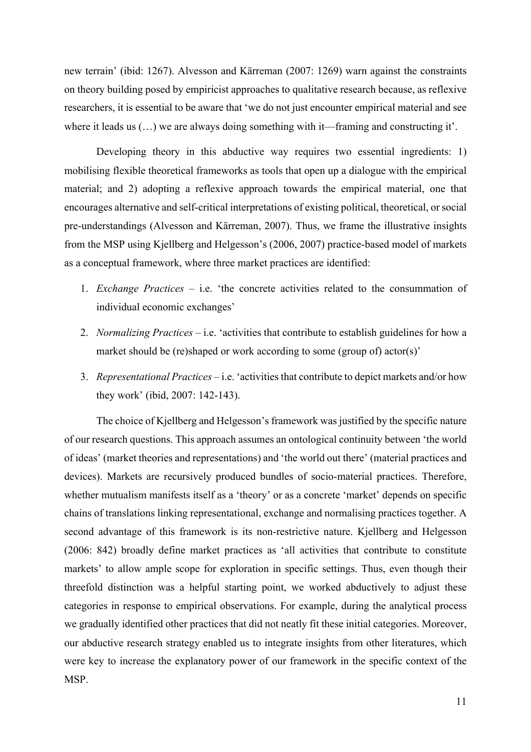new terrain' (ibid: 1267). Alvesson and Kärreman (2007: 1269) warn against the constraints on theory building posed by empiricist approaches to qualitative research because, as reflexive researchers, it is essential to be aware that 'we do not just encounter empirical material and see where it leads us (…) we are always doing something with it—framing and constructing it'.

Developing theory in this abductive way requires two essential ingredients: 1) mobilising flexible theoretical frameworks as tools that open up a dialogue with the empirical material; and 2) adopting a reflexive approach towards the empirical material, one that encourages alternative and self-critical interpretations of existing political, theoretical, or social pre-understandings (Alvesson and Kärreman, 2007). Thus, we frame the illustrative insights from the MSP using Kjellberg and Helgesson's (2006, 2007) practice-based model of markets as a conceptual framework, where three market practices are identified:

1. *Exchange Practices* – i.e. 'the concrete activities related to the consummation of individual economic exchanges'
2. *Normalizing Practices* – i.e. 'activities that contribute to establish guidelines for how a market should be (re)shaped or work according to some (group of) actor(s)'
3. *Representational Practices* – i.e. 'activities that contribute to depict markets and/or how they work' (ibid, 2007: 142-143).

The choice of Kjellberg and Helgesson's framework was justified by the specific nature of our research questions. This approach assumes an ontological continuity between 'the world of ideas' (market theories and representations) and 'the world out there' (material practices and devices). Markets are recursively produced bundles of socio-material practices. Therefore, whether mutualism manifests itself as a 'theory' or as a concrete 'market' depends on specific chains of translations linking representational, exchange and normalising practices together. A second advantage of this framework is its non-restrictive nature. Kjellberg and Helgesson (2006: 842) broadly define market practices as 'all activities that contribute to constitute markets' to allow ample scope for exploration in specific settings. Thus, even though their threefold distinction was a helpful starting point, we worked abductively to adjust these categories in response to empirical observations. For example, during the analytical process we gradually identified other practices that did not neatly fit these initial categories. Moreover, our abductive research strategy enabled us to integrate insights from other literatures, which were key to increase the explanatory power of our framework in the specific context of the MSP.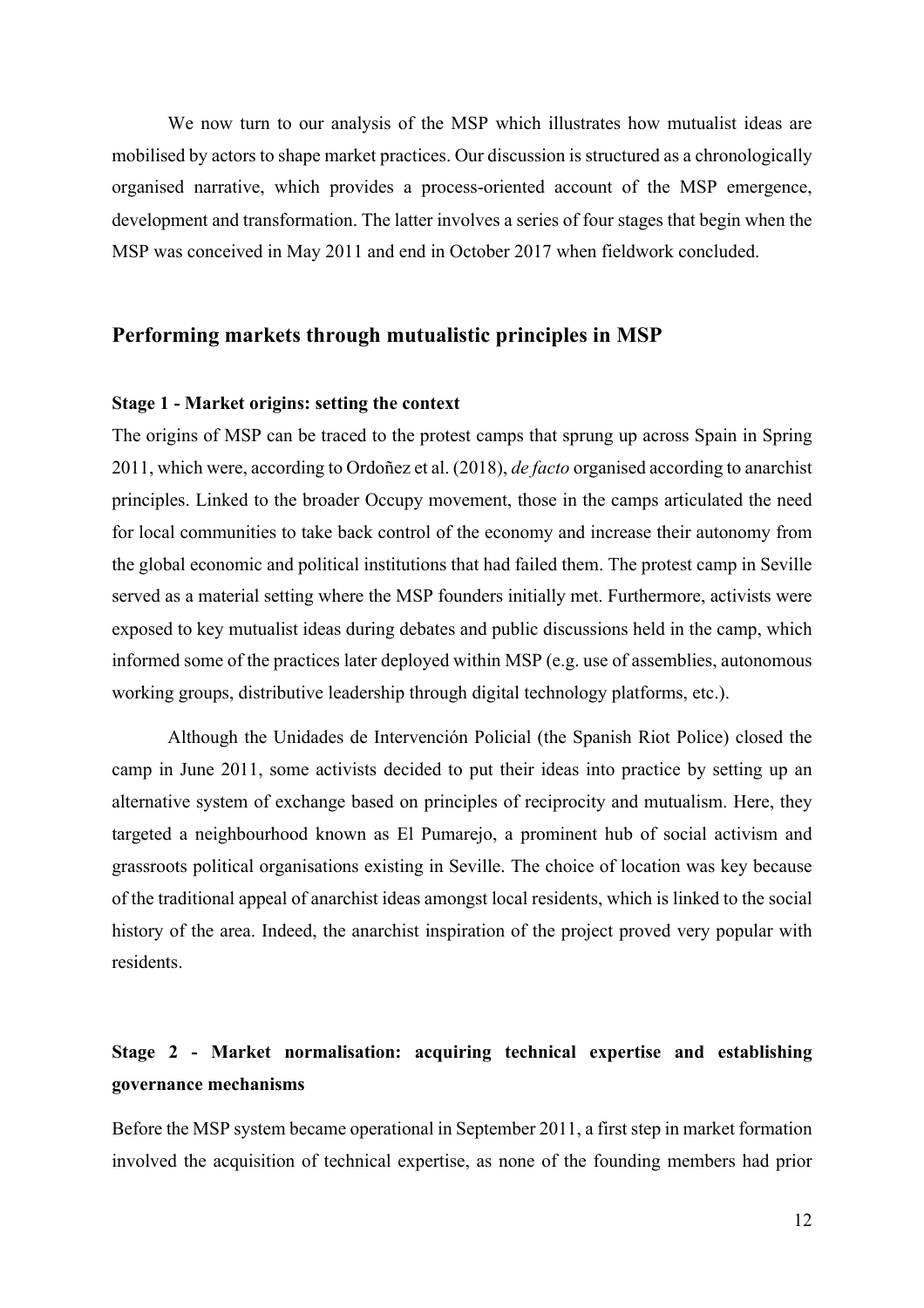We now turn to our analysis of the MSP which illustrates how mutualist ideas are mobilised by actors to shape market practices. Our discussion is structured as a chronologically organised narrative, which provides a process-oriented account of the MSP emergence, development and transformation. The latter involves a series of four stages that begin when the MSP was conceived in May 2011 and end in October 2017 when fieldwork concluded.

## Performing markets through mutualistic principles in MSP

### Stage 1 - Market origins: setting the context

The origins of MSP can be traced to the protest camps that sprung up across Spain in Spring 2011, which were, according to Ordoñez et al. (2018), *de facto* organised according to anarchist principles. Linked to the broader Occupy movement, those in the camps articulated the need for local communities to take back control of the economy and increase their autonomy from the global economic and political institutions that had failed them. The protest camp in Seville served as a material setting where the MSP founders initially met. Furthermore, activists were exposed to key mutualist ideas during debates and public discussions held in the camp, which informed some of the practices later deployed within MSP (e.g. use of assemblies, autonomous working groups, distributive leadership through digital technology platforms, etc.).

Although the Unidades de Intervención Policial (the Spanish Riot Police) closed the camp in June 2011, some activists decided to put their ideas into practice by setting up an alternative system of exchange based on principles of reciprocity and mutualism. Here, they targeted a neighbourhood known as El Pumarejo, a prominent hub of social activism and grassroots political organisations existing in Seville. The choice of location was key because of the traditional appeal of anarchist ideas amongst local residents, which is linked to the social history of the area. Indeed, the anarchist inspiration of the project proved very popular with residents.

### Stage 2 - Market normalisation: acquiring technical expertise and establishing governance mechanisms

Before the MSP system became operational in September 2011, a first step in market formation involved the acquisition of technical expertise, as none of the founding members had prior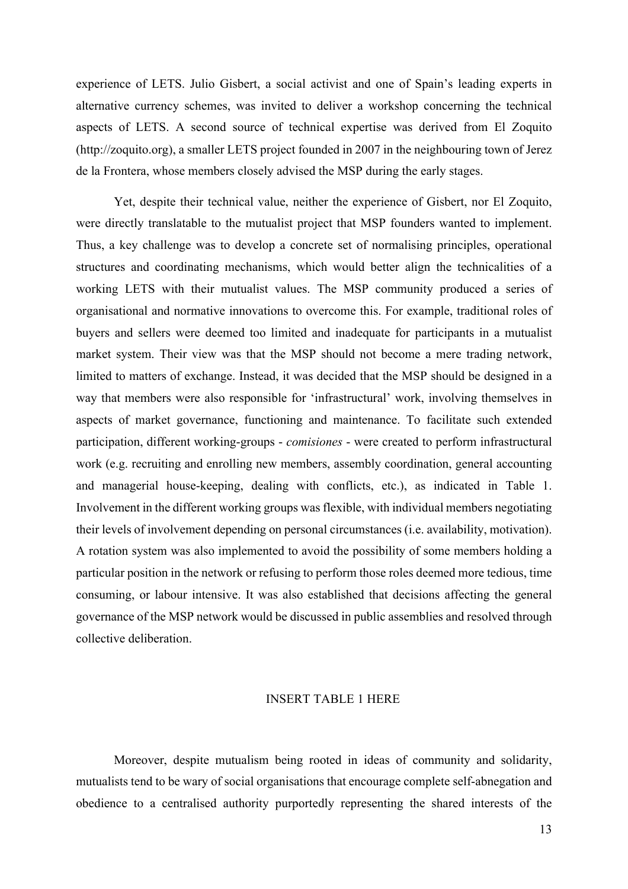experience of LETS. Julio Gisbert, a social activist and one of Spain's leading experts in alternative currency schemes, was invited to deliver a workshop concerning the technical aspects of LETS. A second source of technical expertise was derived from El Zoquito (http://zoquito.org), a smaller LETS project founded in 2007 in the neighbouring town of Jerez de la Frontera, whose members closely advised the MSP during the early stages.

Yet, despite their technical value, neither the experience of Gisbert, nor El Zoquito, were directly translatable to the mutualist project that MSP founders wanted to implement. Thus, a key challenge was to develop a concrete set of normalising principles, operational structures and coordinating mechanisms, which would better align the technicalities of a working LETS with their mutualist values. The MSP community produced a series of organisational and normative innovations to overcome this. For example, traditional roles of buyers and sellers were deemed too limited and inadequate for participants in a mutualist market system. Their view was that the MSP should not become a mere trading network, limited to matters of exchange. Instead, it was decided that the MSP should be designed in a way that members were also responsible for 'infrastructural' work, involving themselves in aspects of market governance, functioning and maintenance. To facilitate such extended participation, different working-groups - *comisiones* - were created to perform infrastructural work (e.g. recruiting and enrolling new members, assembly coordination, general accounting and managerial house-keeping, dealing with conflicts, etc.), as indicated in Table 1. Involvement in the different working groups was flexible, with individual members negotiating their levels of involvement depending on personal circumstances (i.e. availability, motivation). A rotation system was also implemented to avoid the possibility of some members holding a particular position in the network or refusing to perform those roles deemed more tedious, time consuming, or labour intensive. It was also established that decisions affecting the general governance of the MSP network would be discussed in public assemblies and resolved through collective deliberation.

INSERT TABLE 1 HERE

Moreover, despite mutualism being rooted in ideas of community and solidarity, mutualists tend to be wary of social organisations that encourage complete self-abnegation and obedience to a centralised authority purportedly representing the shared interests of the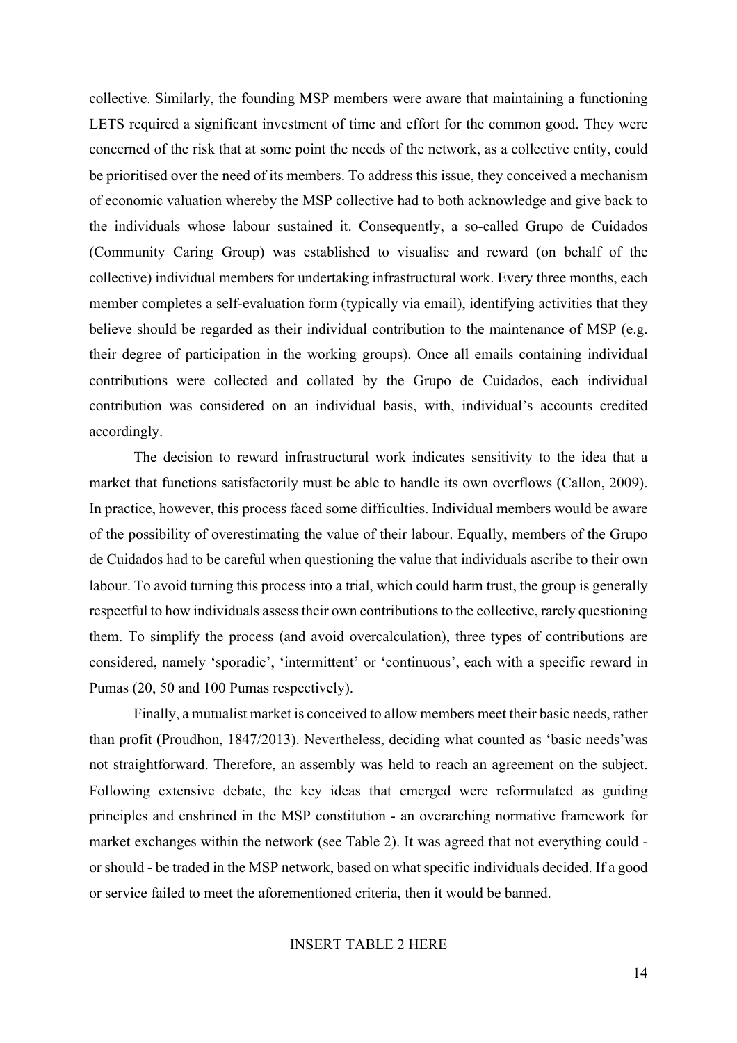collective. Similarly, the founding MSP members were aware that maintaining a functioning LETS required a significant investment of time and effort for the common good. They were concerned of the risk that at some point the needs of the network, as a collective entity, could be prioritised over the need of its members. To address this issue, they conceived a mechanism of economic valuation whereby the MSP collective had to both acknowledge and give back to the individuals whose labour sustained it. Consequently, a so-called Grupo de Cuidados (Community Caring Group) was established to visualise and reward (on behalf of the collective) individual members for undertaking infrastructural work. Every three months, each member completes a self-evaluation form (typically via email), identifying activities that they believe should be regarded as their individual contribution to the maintenance of MSP (e.g. their degree of participation in the working groups). Once all emails containing individual contributions were collected and collated by the Grupo de Cuidados, each individual contribution was considered on an individual basis, with, individual's accounts credited accordingly.

The decision to reward infrastructural work indicates sensitivity to the idea that a market that functions satisfactorily must be able to handle its own overflows (Callon, 2009). In practice, however, this process faced some difficulties. Individual members would be aware of the possibility of overestimating the value of their labour. Equally, members of the Grupo de Cuidados had to be careful when questioning the value that individuals ascribe to their own labour. To avoid turning this process into a trial, which could harm trust, the group is generally respectful to how individuals assess their own contributions to the collective, rarely questioning them. To simplify the process (and avoid overcalculation), three types of contributions are considered, namely 'sporadic', 'intermittent' or 'continuous', each with a specific reward in Pumas (20, 50 and 100 Pumas respectively).

Finally, a mutualist market is conceived to allow members meet their basic needs, rather than profit (Proudhon, 1847/2013). Nevertheless, deciding what counted as 'basic needs'was not straightforward. Therefore, an assembly was held to reach an agreement on the subject. Following extensive debate, the key ideas that emerged were reformulated as guiding principles and enshrined in the MSP constitution - an overarching normative framework for market exchanges within the network (see Table 2). It was agreed that not everything could - or should - be traded in the MSP network, based on what specific individuals decided. If a good or service failed to meet the aforementioned criteria, then it would be banned.

INSERT TABLE 2 HERE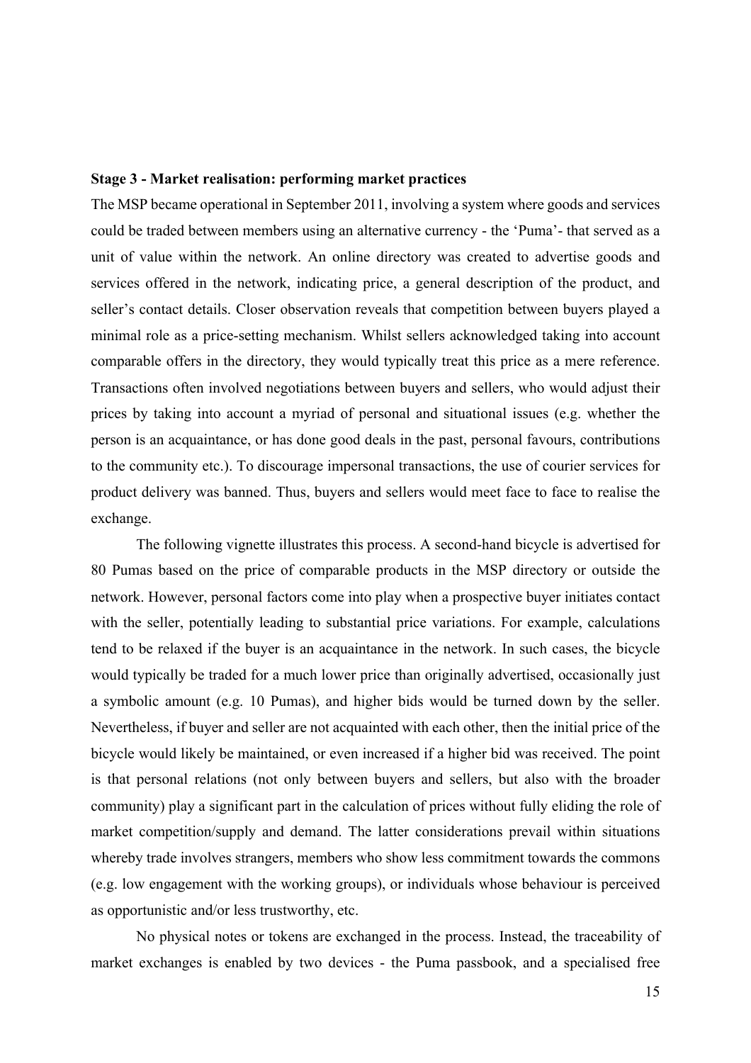**Stage 3 - Market realisation: performing market practices**

The MSP became operational in September 2011, involving a system where goods and services could be traded between members using an alternative currency - the 'Puma'- that served as a unit of value within the network. An online directory was created to advertise goods and services offered in the network, indicating price, a general description of the product, and seller's contact details. Closer observation reveals that competition between buyers played a minimal role as a price-setting mechanism. Whilst sellers acknowledged taking into account comparable offers in the directory, they would typically treat this price as a mere reference. Transactions often involved negotiations between buyers and sellers, who would adjust their prices by taking into account a myriad of personal and situational issues (e.g. whether the person is an acquaintance, or has done good deals in the past, personal favours, contributions to the community etc.). To discourage impersonal transactions, the use of courier services for product delivery was banned. Thus, buyers and sellers would meet face to face to realise the exchange.

The following vignette illustrates this process. A second-hand bicycle is advertised for 80 Pumas based on the price of comparable products in the MSP directory or outside the network. However, personal factors come into play when a prospective buyer initiates contact with the seller, potentially leading to substantial price variations. For example, calculations tend to be relaxed if the buyer is an acquaintance in the network. In such cases, the bicycle would typically be traded for a much lower price than originally advertised, occasionally just a symbolic amount (e.g. 10 Pumas), and higher bids would be turned down by the seller. Nevertheless, if buyer and seller are not acquainted with each other, then the initial price of the bicycle would likely be maintained, or even increased if a higher bid was received. The point is that personal relations (not only between buyers and sellers, but also with the broader community) play a significant part in the calculation of prices without fully eliding the role of market competition/supply and demand. The latter considerations prevail within situations whereby trade involves strangers, members who show less commitment towards the commons (e.g. low engagement with the working groups), or individuals whose behaviour is perceived as opportunistic and/or less trustworthy, etc.

No physical notes or tokens are exchanged in the process. Instead, the traceability of market exchanges is enabled by two devices - the Puma passbook, and a specialised free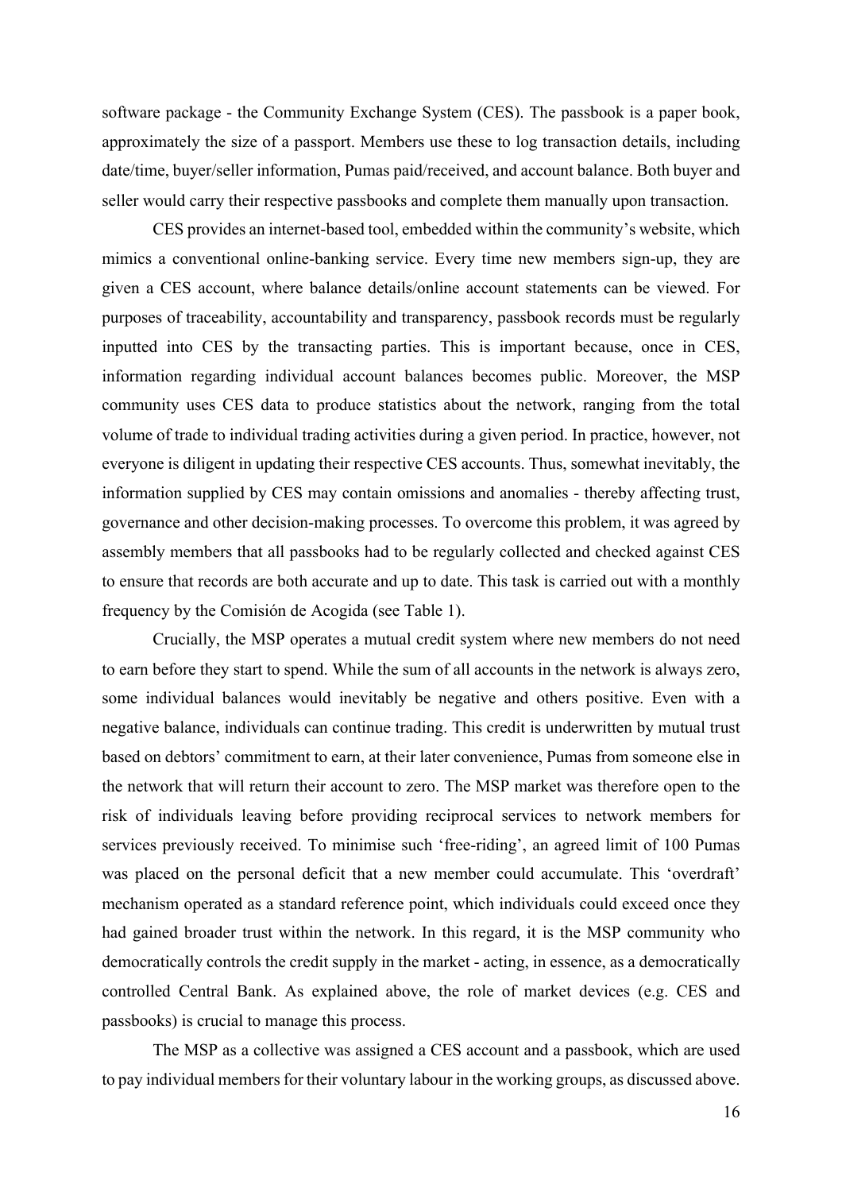software package - the Community Exchange System (CES). The passbook is a paper book, approximately the size of a passport. Members use these to log transaction details, including date/time, buyer/seller information, Pumas paid/received, and account balance. Both buyer and seller would carry their respective passbooks and complete them manually upon transaction.

CES provides an internet-based tool, embedded within the community's website, which mimics a conventional online-banking service. Every time new members sign-up, they are given a CES account, where balance details/online account statements can be viewed. For purposes of traceability, accountability and transparency, passbook records must be regularly inputted into CES by the transacting parties. This is important because, once in CES, information regarding individual account balances becomes public. Moreover, the MSP community uses CES data to produce statistics about the network, ranging from the total volume of trade to individual trading activities during a given period. In practice, however, not everyone is diligent in updating their respective CES accounts. Thus, somewhat inevitably, the information supplied by CES may contain omissions and anomalies - thereby affecting trust, governance and other decision-making processes. To overcome this problem, it was agreed by assembly members that all passbooks had to be regularly collected and checked against CES to ensure that records are both accurate and up to date. This task is carried out with a monthly frequency by the Comisión de Acogida (see Table 1).

Crucially, the MSP operates a mutual credit system where new members do not need to earn before they start to spend. While the sum of all accounts in the network is always zero, some individual balances would inevitably be negative and others positive. Even with a negative balance, individuals can continue trading. This credit is underwritten by mutual trust based on debtors' commitment to earn, at their later convenience, Pumas from someone else in the network that will return their account to zero. The MSP market was therefore open to the risk of individuals leaving before providing reciprocal services to network members for services previously received. To minimise such 'free-riding', an agreed limit of 100 Pumas was placed on the personal deficit that a new member could accumulate. This 'overdraft' mechanism operated as a standard reference point, which individuals could exceed once they had gained broader trust within the network. In this regard, it is the MSP community who democratically controls the credit supply in the market - acting, in essence, as a democratically controlled Central Bank. As explained above, the role of market devices (e.g. CES and passbooks) is crucial to manage this process.

The MSP as a collective was assigned a CES account and a passbook, which are used to pay individual members for their voluntary labour in the working groups, as discussed above.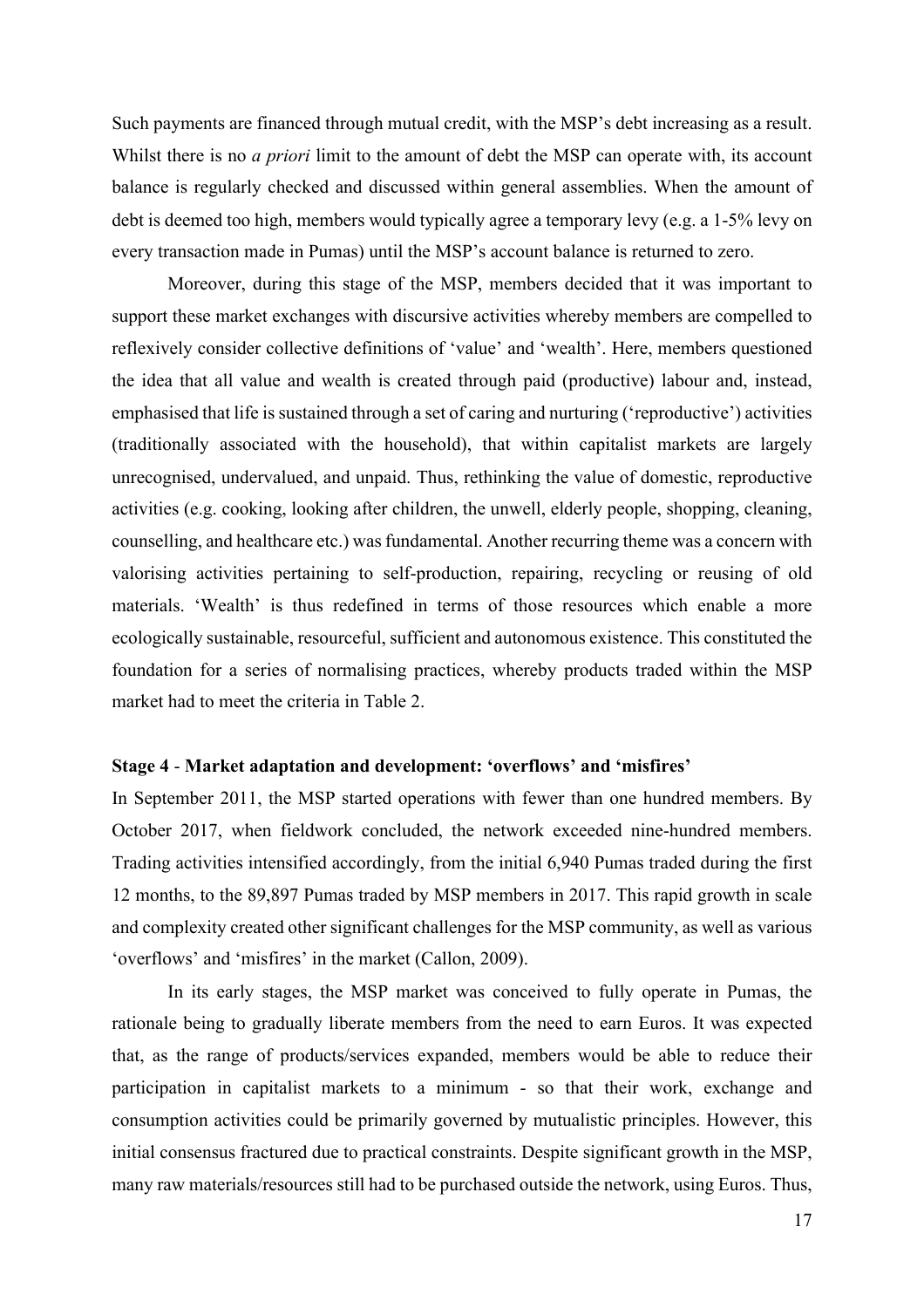Such payments are financed through mutual credit, with the MSP's debt increasing as a result. Whilst there is no *a priori* limit to the amount of debt the MSP can operate with, its account balance is regularly checked and discussed within general assemblies. When the amount of debt is deemed too high, members would typically agree a temporary levy (e.g. a 1-5% levy on every transaction made in Pumas) until the MSP's account balance is returned to zero.

Moreover, during this stage of the MSP, members decided that it was important to support these market exchanges with discursive activities whereby members are compelled to reflexively consider collective definitions of 'value' and 'wealth'. Here, members questioned the idea that all value and wealth is created through paid (productive) labour and, instead, emphasised that life is sustained through a set of caring and nurturing ('reproductive') activities (traditionally associated with the household), that within capitalist markets are largely unrecognised, undervalued, and unpaid. Thus, rethinking the value of domestic, reproductive activities (e.g. cooking, looking after children, the unwell, elderly people, shopping, cleaning, counselling, and healthcare etc.) was fundamental. Another recurring theme was a concern with valorising activities pertaining to self-production, repairing, recycling or reusing of old materials. 'Wealth' is thus redefined in terms of those resources which enable a more ecologically sustainable, resourceful, sufficient and autonomous existence. This constituted the foundation for a series of normalising practices, whereby products traded within the MSP market had to meet the criteria in Table 2.

### Stage 4 - Market adaptation and development: 'overflows' and 'misfires'

In September 2011, the MSP started operations with fewer than one hundred members. By October 2017, when fieldwork concluded, the network exceeded nine-hundred members. Trading activities intensified accordingly, from the initial 6,940 Pumas traded during the first 12 months, to the 89,897 Pumas traded by MSP members in 2017. This rapid growth in scale and complexity created other significant challenges for the MSP community, as well as various 'overflows' and 'misfires' in the market (Callon, 2009).

In its early stages, the MSP market was conceived to fully operate in Pumas, the rationale being to gradually liberate members from the need to earn Euros. It was expected that, as the range of products/services expanded, members would be able to reduce their participation in capitalist markets to a minimum - so that their work, exchange and consumption activities could be primarily governed by mutualistic principles. However, this initial consensus fractured due to practical constraints. Despite significant growth in the MSP, many raw materials/resources still had to be purchased outside the network, using Euros. Thus,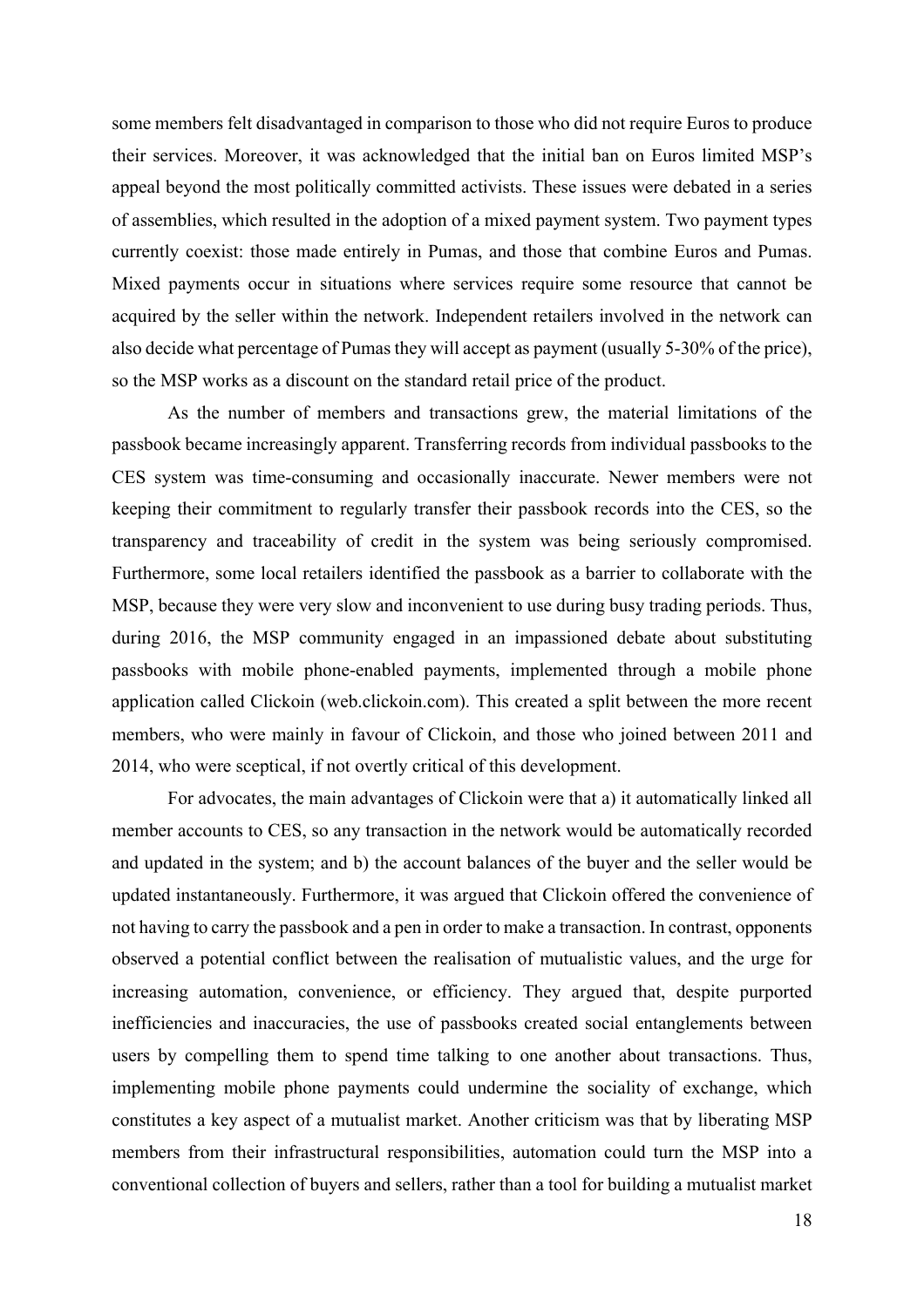some members felt disadvantaged in comparison to those who did not require Euros to produce their services. Moreover, it was acknowledged that the initial ban on Euros limited MSP's appeal beyond the most politically committed activists. These issues were debated in a series of assemblies, which resulted in the adoption of a mixed payment system. Two payment types currently coexist: those made entirely in Pumas, and those that combine Euros and Pumas. Mixed payments occur in situations where services require some resource that cannot be acquired by the seller within the network. Independent retailers involved in the network can also decide what percentage of Pumas they will accept as payment (usually 5-30% of the price), so the MSP works as a discount on the standard retail price of the product.

As the number of members and transactions grew, the material limitations of the passbook became increasingly apparent. Transferring records from individual passbooks to the CES system was time-consuming and occasionally inaccurate. Newer members were not keeping their commitment to regularly transfer their passbook records into the CES, so the transparency and traceability of credit in the system was being seriously compromised. Furthermore, some local retailers identified the passbook as a barrier to collaborate with the MSP, because they were very slow and inconvenient to use during busy trading periods. Thus, during 2016, the MSP community engaged in an impassioned debate about substituting passbooks with mobile phone-enabled payments, implemented through a mobile phone application called Clickoin (web.clickoin.com). This created a split between the more recent members, who were mainly in favour of Clickoin, and those who joined between 2011 and 2014, who were sceptical, if not overtly critical of this development.

For advocates, the main advantages of Clickoin were that a) it automatically linked all member accounts to CES, so any transaction in the network would be automatically recorded and updated in the system; and b) the account balances of the buyer and the seller would be updated instantaneously. Furthermore, it was argued that Clickoin offered the convenience of not having to carry the passbook and a pen in order to make a transaction. In contrast, opponents observed a potential conflict between the realisation of mutualistic values, and the urge for increasing automation, convenience, or efficiency. They argued that, despite purported inefficiencies and inaccuracies, the use of passbooks created social entanglements between users by compelling them to spend time talking to one another about transactions. Thus, implementing mobile phone payments could undermine the sociality of exchange, which constitutes a key aspect of a mutualist market. Another criticism was that by liberating MSP members from their infrastructural responsibilities, automation could turn the MSP into a conventional collection of buyers and sellers, rather than a tool for building a mutualist market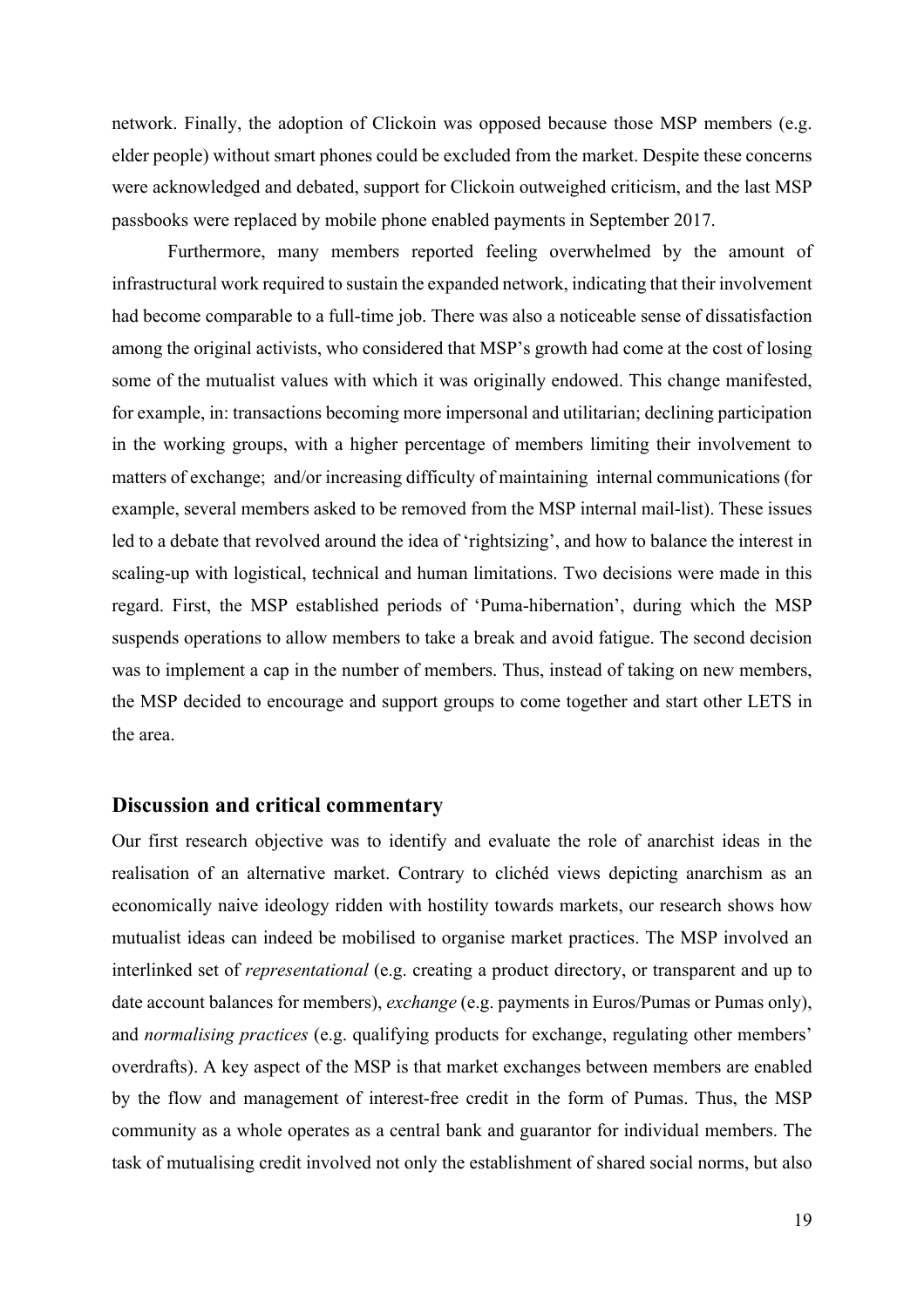network. Finally, the adoption of Clickoin was opposed because those MSP members (e.g. elder people) without smart phones could be excluded from the market. Despite these concerns were acknowledged and debated, support for Clickoin outweighed criticism, and the last MSP passbooks were replaced by mobile phone enabled payments in September 2017.

Furthermore, many members reported feeling overwhelmed by the amount of infrastructural work required to sustain the expanded network, indicating that their involvement had become comparable to a full-time job. There was also a noticeable sense of dissatisfaction among the original activists, who considered that MSP's growth had come at the cost of losing some of the mutualist values with which it was originally endowed. This change manifested, for example, in: transactions becoming more impersonal and utilitarian; declining participation in the working groups, with a higher percentage of members limiting their involvement to matters of exchange; and/or increasing difficulty of maintaining internal communications (for example, several members asked to be removed from the MSP internal mail-list). These issues led to a debate that revolved around the idea of 'rightsizing', and how to balance the interest in scaling-up with logistical, technical and human limitations. Two decisions were made in this regard. First, the MSP established periods of 'Puma-hibernation', during which the MSP suspends operations to allow members to take a break and avoid fatigue. The second decision was to implement a cap in the number of members. Thus, instead of taking on new members, the MSP decided to encourage and support groups to come together and start other LETS in the area.

## Discussion and critical commentary

Our first research objective was to identify and evaluate the role of anarchist ideas in the realisation of an alternative market. Contrary to clichéd views depicting anarchism as an economically naive ideology ridden with hostility towards markets, our research shows how mutualist ideas can indeed be mobilised to organise market practices. The MSP involved an interlinked set of *representational* (e.g. creating a product directory, or transparent and up to date account balances for members), *exchange* (e.g. payments in Euros/Pumas or Pumas only), and *normalising practices* (e.g. qualifying products for exchange, regulating other members' overdrafts). A key aspect of the MSP is that market exchanges between members are enabled by the flow and management of interest-free credit in the form of Pumas. Thus, the MSP community as a whole operates as a central bank and guarantor for individual members. The task of mutualising credit involved not only the establishment of shared social norms, but also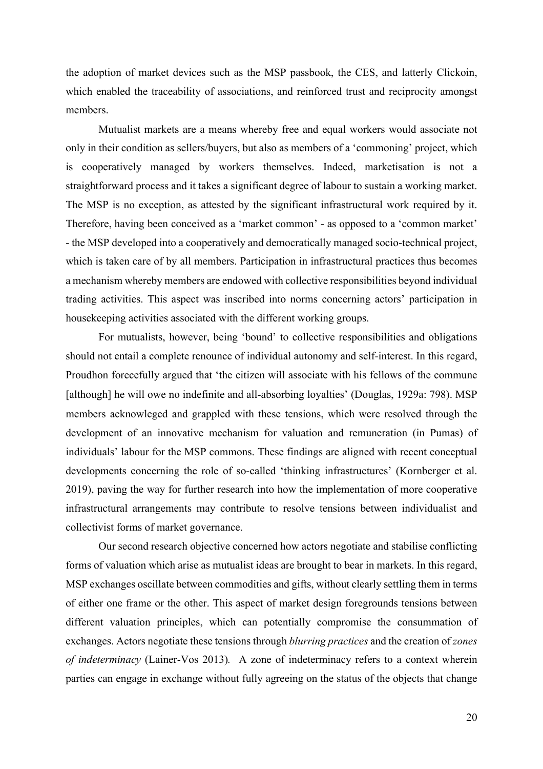the adoption of market devices such as the MSP passbook, the CES, and latterly Clickoin, which enabled the traceability of associations, and reinforced trust and reciprocity amongst members.

Mutualist markets are a means whereby free and equal workers would associate not only in their condition as sellers/buyers, but also as members of a 'commoning' project, which is cooperatively managed by workers themselves. Indeed, marketisation is not a straightforward process and it takes a significant degree of labour to sustain a working market. The MSP is no exception, as attested by the significant infrastructural work required by it. Therefore, having been conceived as a 'market common' - as opposed to a 'common market' - the MSP developed into a cooperatively and democratically managed socio-technical project, which is taken care of by all members. Participation in infrastructural practices thus becomes a mechanism whereby members are endowed with collective responsibilities beyond individual trading activities. This aspect was inscribed into norms concerning actors' participation in housekeeping activities associated with the different working groups.

For mutualists, however, being 'bound' to collective responsibilities and obligations should not entail a complete renounce of individual autonomy and self-interest. In this regard, Proudhon forecefully argued that 'the citizen will associate with his fellows of the commune [although] he will owe no indefinite and all-absorbing loyalties' (Douglas, 1929a: 798). MSP members acknowleged and grappled with these tensions, which were resolved through the development of an innovative mechanism for valuation and remuneration (in Pumas) of individuals' labour for the MSP commons. These findings are aligned with recent conceptual developments concerning the role of so-called 'thinking infrastructures' (Kornberger et al. 2019), paving the way for further research into how the implementation of more cooperative infrastructural arrangements may contribute to resolve tensions between individualist and collectivist forms of market governance.

Our second research objective concerned how actors negotiate and stabilise conflicting forms of valuation which arise as mutualist ideas are brought to bear in markets. In this regard, MSP exchanges oscillate between commodities and gifts, without clearly settling them in terms of either one frame or the other. This aspect of market design foregrounds tensions between different valuation principles, which can potentially compromise the consummation of exchanges. Actors negotiate these tensions through *blurring practices* and the creation of *zones of indeterminacy* (Lainer-Vos 2013). A zone of indeterminacy refers to a context wherein parties can engage in exchange without fully agreeing on the status of the objects that change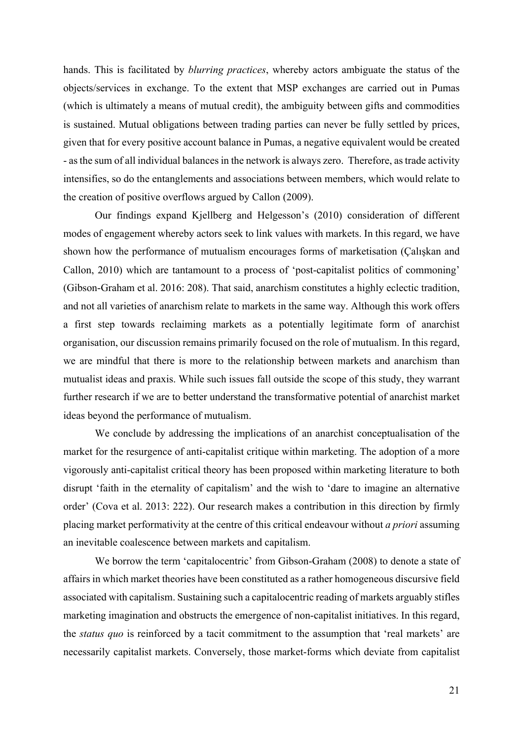hands. This is facilitated by *blurring practices*, whereby actors ambiguate the status of the objects/services in exchange. To the extent that MSP exchanges are carried out in Pumas (which is ultimately a means of mutual credit), the ambiguity between gifts and commodities is sustained. Mutual obligations between trading parties can never be fully settled by prices, given that for every positive account balance in Pumas, a negative equivalent would be created - as the sum of all individual balances in the network is always zero. Therefore, as trade activity intensifies, so do the entanglements and associations between members, which would relate to the creation of positive overflows argued by Callon (2009).

Our findings expand Kjellberg and Helgesson's (2010) consideration of different modes of engagement whereby actors seek to link values with markets. In this regard, we have shown how the performance of mutualism encourages forms of marketisation (Çalışkan and Callon, 2010) which are tantamount to a process of 'post-capitalist politics of commoning' (Gibson-Graham et al. 2016: 208). That said, anarchism constitutes a highly eclectic tradition, and not all varieties of anarchism relate to markets in the same way. Although this work offers a first step towards reclaiming markets as a potentially legitimate form of anarchist organisation, our discussion remains primarily focused on the role of mutualism. In this regard, we are mindful that there is more to the relationship between markets and anarchism than mutualist ideas and praxis. While such issues fall outside the scope of this study, they warrant further research if we are to better understand the transformative potential of anarchist market ideas beyond the performance of mutualism.

We conclude by addressing the implications of an anarchist conceptualisation of the market for the resurgence of anti-capitalist critique within marketing. The adoption of a more vigorously anti-capitalist critical theory has been proposed within marketing literature to both disrupt 'faith in the eternality of capitalism' and the wish to 'dare to imagine an alternative order' (Cova et al. 2013: 222). Our research makes a contribution in this direction by firmly placing market performativity at the centre of this critical endeavour without *a priori* assuming an inevitable coalescence between markets and capitalism.

We borrow the term 'capitalocentric' from Gibson-Graham (2008) to denote a state of affairs in which market theories have been constituted as a rather homogeneous discursive field associated with capitalism. Sustaining such a capitalocentric reading of markets arguably stifles marketing imagination and obstructs the emergence of non-capitalist initiatives. In this regard, the *status quo* is reinforced by a tacit commitment to the assumption that 'real markets' are necessarily capitalist markets. Conversely, those market-forms which deviate from capitalist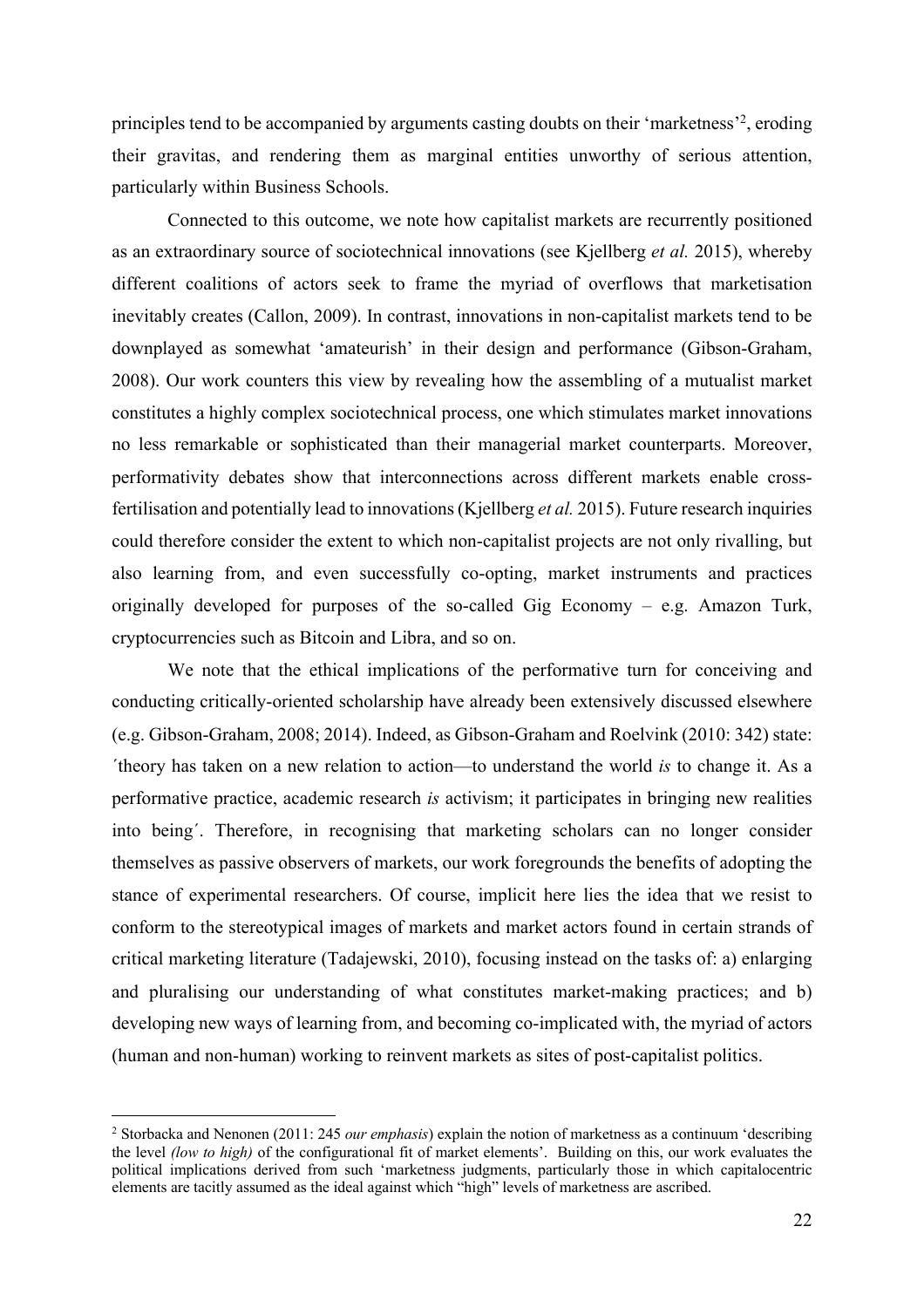principles tend to be accompanied by arguments casting doubts on their 'marketness'[2], eroding their gravitas, and rendering them as marginal entities unworthy of serious attention, particularly within Business Schools.

Connected to this outcome, we note how capitalist markets are recurrently positioned as an extraordinary source of sociotechnical innovations (see Kjellberg *et al.* 2015), whereby different coalitions of actors seek to frame the myriad of overflows that marketisation inevitably creates (Callon, 2009). In contrast, innovations in non-capitalist markets tend to be downplayed as somewhat 'amateurish' in their design and performance (Gibson-Graham, 2008). Our work counters this view by revealing how the assembling of a mutualist market constitutes a highly complex sociotechnical process, one which stimulates market innovations no less remarkable or sophisticated than their managerial market counterparts. Moreover, performativity debates show that interconnections across different markets enable cross-fertilisation and potentially lead to innovations (Kjellberg *et al.* 2015). Future research inquiries could therefore consider the extent to which non-capitalist projects are not only rivalling, but also learning from, and even successfully co-opting, market instruments and practices originally developed for purposes of the so-called Gig Economy – e.g. Amazon Turk, cryptocurrencies such as Bitcoin and Libra, and so on.

We note that the ethical implications of the performative turn for conceiving and conducting critically-oriented scholarship have already been extensively discussed elsewhere (e.g. Gibson-Graham, 2008; 2014). Indeed, as Gibson-Graham and Roelvink (2010: 342) state: ´theory has taken on a new relation to action—to understand the world *is* to change it. As a performative practice, academic research *is* activism; it participates in bringing new realities into being´. Therefore, in recognising that marketing scholars can no longer consider themselves as passive observers of markets, our work foregrounds the benefits of adopting the stance of experimental researchers. Of course, implicit here lies the idea that we resist to conform to the stereotypical images of markets and market actors found in certain strands of critical marketing literature (Tadajewski, 2010), focusing instead on the tasks of: a) enlarging and pluralising our understanding of what constitutes market-making practices; and b) developing new ways of learning from, and becoming co-implicated with, the myriad of actors (human and non-human) working to reinvent markets as sites of post-capitalist politics.

[2] Storbacka and Nenonen (2011: 245 *our emphasis*) explain the notion of marketness as a continuum 'describing the level *(low to high)* of the configurational fit of market elements'. Building on this, our work evaluates the political implications derived from such 'marketness judgments, particularly those in which capitalocentric elements are tacitly assumed as the ideal against which "high" levels of marketness are ascribed.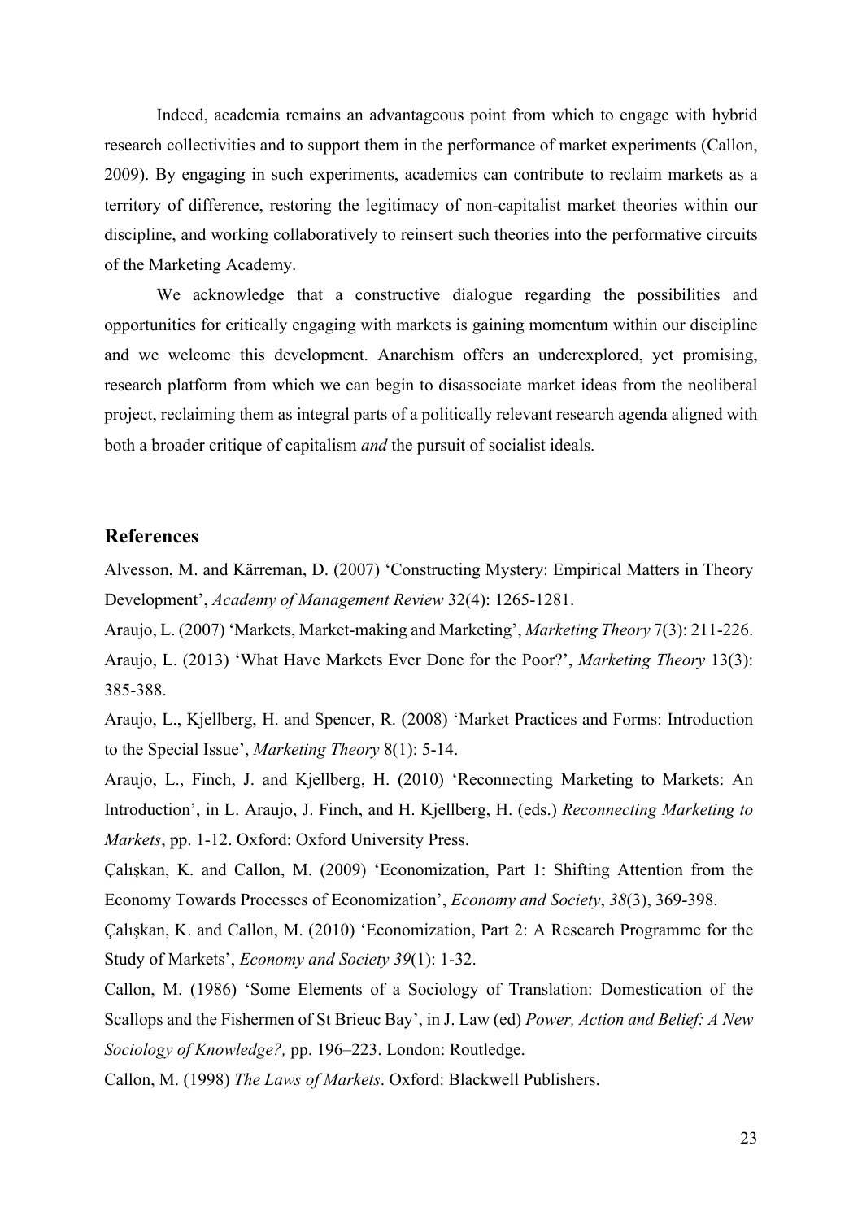Indeed, academia remains an advantageous point from which to engage with hybrid research collectivities and to support them in the performance of market experiments (Callon, 2009). By engaging in such experiments, academics can contribute to reclaim markets as a territory of difference, restoring the legitimacy of non-capitalist market theories within our discipline, and working collaboratively to reinsert such theories into the performative circuits of the Marketing Academy.

We acknowledge that a constructive dialogue regarding the possibilities and opportunities for critically engaging with markets is gaining momentum within our discipline and we welcome this development. Anarchism offers an underexplored, yet promising, research platform from which we can begin to disassociate market ideas from the neoliberal project, reclaiming them as integral parts of a politically relevant research agenda aligned with both a broader critique of capitalism *and* the pursuit of socialist ideals.

## References

Alvesson, M. and Kärreman, D. (2007) 'Constructing Mystery: Empirical Matters in Theory Development', *Academy of Management Review* 32(4): 1265-1281.

Araujo, L. (2007) 'Markets, Market-making and Marketing', *Marketing Theory* 7(3): 211-226.

Araujo, L. (2013) 'What Have Markets Ever Done for the Poor?', *Marketing Theory* 13(3): 385-388.

Araujo, L., Kjellberg, H. and Spencer, R. (2008) 'Market Practices and Forms: Introduction to the Special Issue', *Marketing Theory* 8(1): 5-14.

Araujo, L., Finch, J. and Kjellberg, H. (2010) 'Reconnecting Marketing to Markets: An Introduction', in L. Araujo, J. Finch, and H. Kjellberg, H. (eds.) *Reconnecting Marketing to Markets*, pp. 1-12. Oxford: Oxford University Press.

Çalışkan, K. and Callon, M. (2009) 'Economization, Part 1: Shifting Attention from the Economy Towards Processes of Economization', *Economy and Society*, *38*(3), 369-398.

Çalışkan, K. and Callon, M. (2010) 'Economization, Part 2: A Research Programme for the Study of Markets', *Economy and Society 39*(1): 1-32.

Callon, M. (1986) 'Some Elements of a Sociology of Translation: Domestication of the Scallops and the Fishermen of St Brieuc Bay', in J. Law (ed) *Power, Action and Belief: A New Sociology of Knowledge?,* pp. 196–223. London: Routledge.

Callon, M. (1998) *The Laws of Markets*. Oxford: Blackwell Publishers.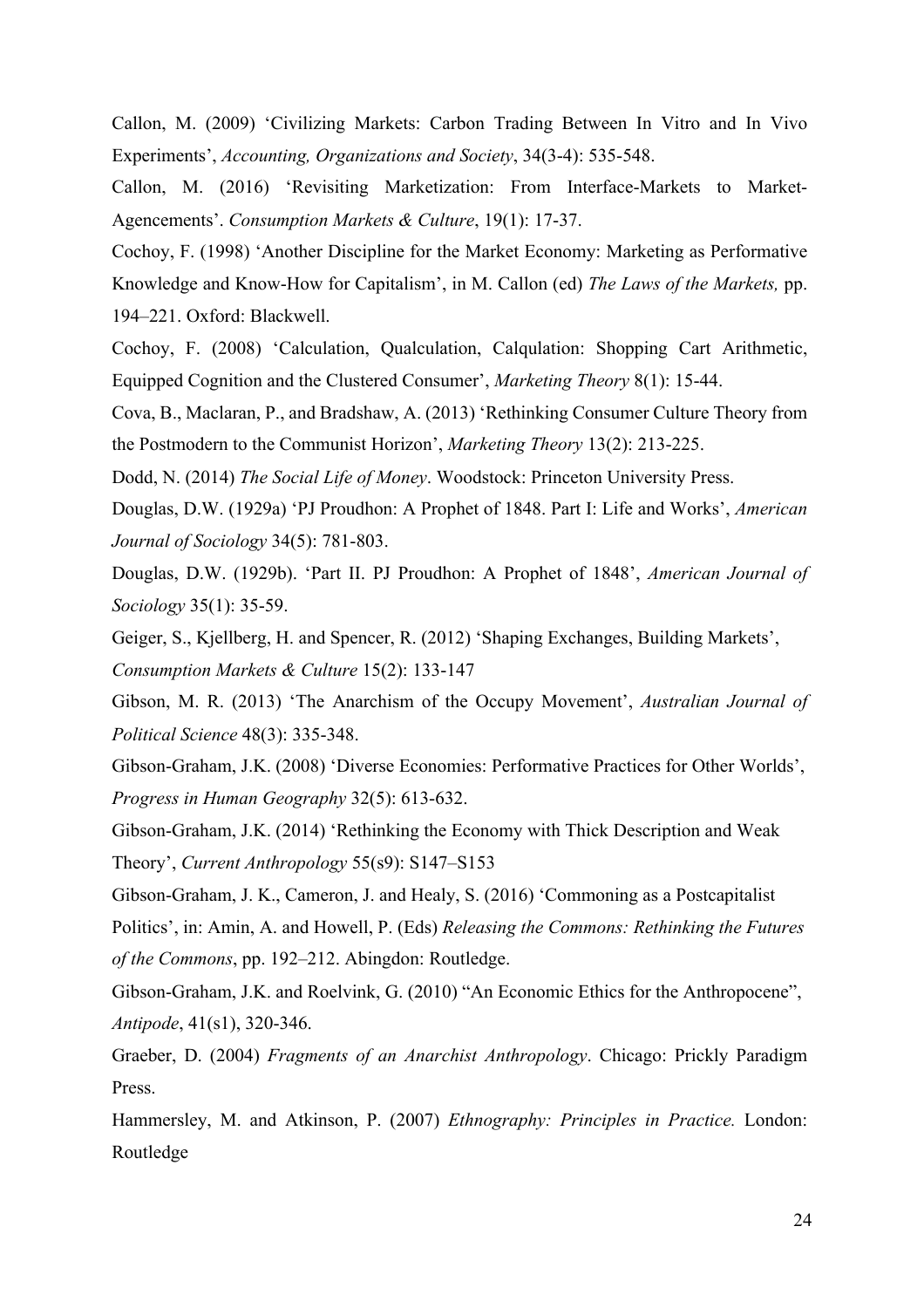Callon, M. (2009) 'Civilizing Markets: Carbon Trading Between In Vitro and In Vivo Experiments', *Accounting, Organizations and Society*, 34(3-4): 535-548.

Callon, M. (2016) 'Revisiting Marketization: From Interface-Markets to Market-Agencements'. *Consumption Markets & Culture*, 19(1): 17-37.

Cochoy, F. (1998) 'Another Discipline for the Market Economy: Marketing as Performative Knowledge and Know-How for Capitalism', in M. Callon (ed) *The Laws of the Markets,* pp. 194–221. Oxford: Blackwell.

Cochoy, F. (2008) 'Calculation, Qualculation, Calqulation: Shopping Cart Arithmetic, Equipped Cognition and the Clustered Consumer', *Marketing Theory* 8(1): 15-44.

Cova, B., Maclaran, P., and Bradshaw, A. (2013) 'Rethinking Consumer Culture Theory from the Postmodern to the Communist Horizon', *Marketing Theory* 13(2): 213-225.

Dodd, N. (2014) *The Social Life of Money*. Woodstock: Princeton University Press.

Douglas, D.W. (1929a) 'PJ Proudhon: A Prophet of 1848. Part I: Life and Works', *American Journal of Sociology* 34(5): 781-803.

Douglas, D.W. (1929b). 'Part II. PJ Proudhon: A Prophet of 1848', *American Journal of Sociology* 35(1): 35-59.

Geiger, S., Kjellberg, H. and Spencer, R. (2012) 'Shaping Exchanges, Building Markets', *Consumption Markets & Culture* 15(2): 133-147

Gibson, M. R. (2013) 'The Anarchism of the Occupy Movement', *Australian Journal of Political Science* 48(3): 335-348.

Gibson-Graham, J.K. (2008) 'Diverse Economies: Performative Practices for Other Worlds', *Progress in Human Geography* 32(5): 613-632.

Gibson-Graham, J.K. (2014) 'Rethinking the Economy with Thick Description and Weak Theory', *Current Anthropology* 55(s9): S147–S153

Gibson-Graham, J. K., Cameron, J. and Healy, S. (2016) 'Commoning as a Postcapitalist Politics', in: Amin, A. and Howell, P. (Eds) *Releasing the Commons: Rethinking the Futures of the Commons*, pp. 192–212. Abingdon: Routledge.

Gibson-Graham, J.K. and Roelvink, G. (2010) "An Economic Ethics for the Anthropocene", *Antipode*, 41(s1), 320-346.

Graeber, D. (2004) *Fragments of an Anarchist Anthropology*. Chicago: Prickly Paradigm Press.

Hammersley, M. and Atkinson, P. (2007) *Ethnography: Principles in Practice.* London: Routledge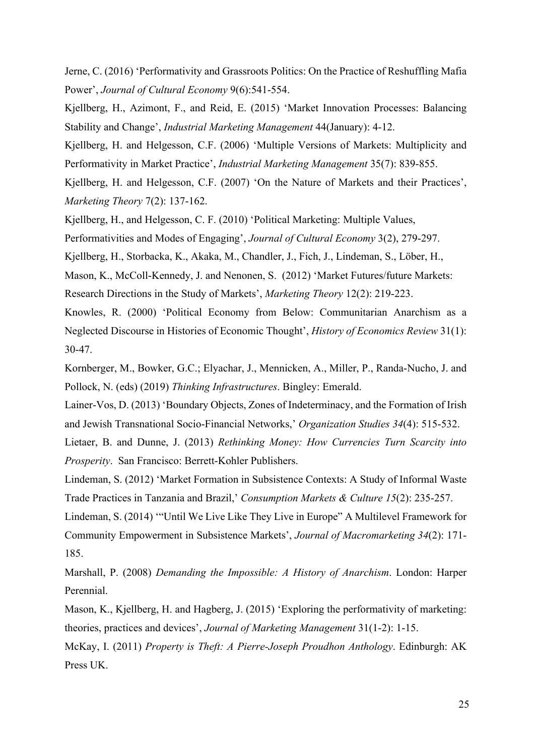Jerne, C. (2016) 'Performativity and Grassroots Politics: On the Practice of Reshuffling Mafia Power', *Journal of Cultural Economy* 9(6):541-554.

Kjellberg, H., Azimont, F., and Reid, E. (2015) 'Market Innovation Processes: Balancing Stability and Change', *Industrial Marketing Management* 44(January): 4-12.

Kjellberg, H. and Helgesson, C.F. (2006) 'Multiple Versions of Markets: Multiplicity and Performativity in Market Practice', *Industrial Marketing Management* 35(7): 839-855.

Kjellberg, H. and Helgesson, C.F. (2007) 'On the Nature of Markets and their Practices', *Marketing Theory* 7(2): 137-162.

Kjellberg, H., and Helgesson, C. F. (2010) 'Political Marketing: Multiple Values, Performativities and Modes of Engaging', *Journal of Cultural Economy* 3(2), 279-297.

Kjellberg, H., Storbacka, K., Akaka, M., Chandler, J., Fich, J., Lindeman, S., Löber, H., Mason, K., McColl-Kennedy, J. and Nenonen, S. (2012) 'Market Futures/future Markets: Research Directions in the Study of Markets', *Marketing Theory* 12(2): 219-223.

Knowles, R. (2000) 'Political Economy from Below: Communitarian Anarchism as a Neglected Discourse in Histories of Economic Thought', *History of Economics Review* 31(1): 30-47.

Kornberger, M., Bowker, G.C.; Elyachar, J., Mennicken, A., Miller, P., Randa-Nucho, J. and Pollock, N. (eds) (2019) *Thinking Infrastructures*. Bingley: Emerald.

Lainer-Vos, D. (2013) 'Boundary Objects, Zones of Indeterminacy, and the Formation of Irish and Jewish Transnational Socio-Financial Networks,' *Organization Studies 34*(4): 515-532.

Lietaer, B. and Dunne, J. (2013) *Rethinking Money: How Currencies Turn Scarcity into Prosperity*. San Francisco: Berrett-Kohler Publishers.

Lindeman, S. (2012) 'Market Formation in Subsistence Contexts: A Study of Informal Waste Trade Practices in Tanzania and Brazil,' *Consumption Markets & Culture 15*(2): 235-257.

Lindeman, S. (2014) '"Until We Live Like They Live in Europe" A Multilevel Framework for Community Empowerment in Subsistence Markets', *Journal of Macromarketing 34*(2): 171-185.

Marshall, P. (2008) *Demanding the Impossible: A History of Anarchism*. London: Harper Perennial.

Mason, K., Kjellberg, H. and Hagberg, J. (2015) 'Exploring the performativity of marketing: theories, practices and devices', *Journal of Marketing Management* 31(1-2): 1-15.

McKay, I. (2011) *Property is Theft: A Pierre-Joseph Proudhon Anthology*. Edinburgh: AK Press UK.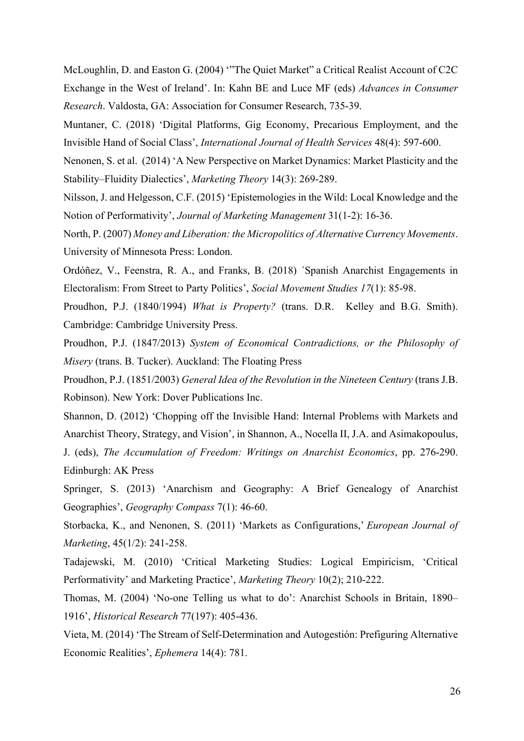McLoughlin, D. and Easton G. (2004) '"The Quiet Market" a Critical Realist Account of C2C Exchange in the West of Ireland'. In: Kahn BE and Luce MF (eds) *Advances in Consumer Research*. Valdosta, GA: Association for Consumer Research, 735-39.

Muntaner, C. (2018) 'Digital Platforms, Gig Economy, Precarious Employment, and the Invisible Hand of Social Class', *International Journal of Health Services* 48(4): 597-600.

Nenonen, S. et al. (2014) 'A New Perspective on Market Dynamics: Market Plasticity and the Stability–Fluidity Dialectics', *Marketing Theory* 14(3): 269-289.

Nilsson, J. and Helgesson, C.F. (2015) 'Epistemologies in the Wild: Local Knowledge and the Notion of Performativity', *Journal of Marketing Management* 31(1-2): 16-36.

North, P. (2007) *Money and Liberation: the Micropolitics of Alternative Currency Movements*. University of Minnesota Press: London.

Ordóñez, V., Feenstra, R. A., and Franks, B. (2018) ´Spanish Anarchist Engagements in Electoralism: From Street to Party Politics', *Social Movement Studies 17*(1): 85-98.

Proudhon, P.J. (1840/1994) *What is Property?* (trans. D.R. Kelley and B.G. Smith). Cambridge: Cambridge University Press.

Proudhon, P.J. (1847/2013) *System of Economical Contradictions, or the Philosophy of Misery* (trans. B. Tucker). Auckland: The Floating Press

Proudhon, P.J. (1851/2003) *General Idea of the Revolution in the Nineteen Century* (trans J.B. Robinson). New York: Dover Publications Inc.

Shannon, D. (2012) 'Chopping off the Invisible Hand: Internal Problems with Markets and Anarchist Theory, Strategy, and Vision', in Shannon, A., Nocella II, J.A. and Asimakopoulus, J. (eds), *The Accumulation of Freedom: Writings on Anarchist Economics*, pp. 276-290. Edinburgh: AK Press

Springer, S. (2013) 'Anarchism and Geography: A Brief Genealogy of Anarchist Geographies', *Geography Compass* 7(1): 46-60.

Storbacka, K., and Nenonen, S. (2011) 'Markets as Configurations,' *European Journal of Marketing*, 45(1/2): 241-258.

Tadajewski, M. (2010) 'Critical Marketing Studies: Logical Empiricism, 'Critical Performativity' and Marketing Practice', *Marketing Theory* 10(2); 210-222.

Thomas, M. (2004) 'No-one Telling us what to do': Anarchist Schools in Britain, 1890–1916', *Historical Research* 77(197): 405-436.

Vieta, M. (2014) 'The Stream of Self-Determination and Autogestión: Prefiguring Alternative Economic Realities', *Ephemera* 14(4): 781.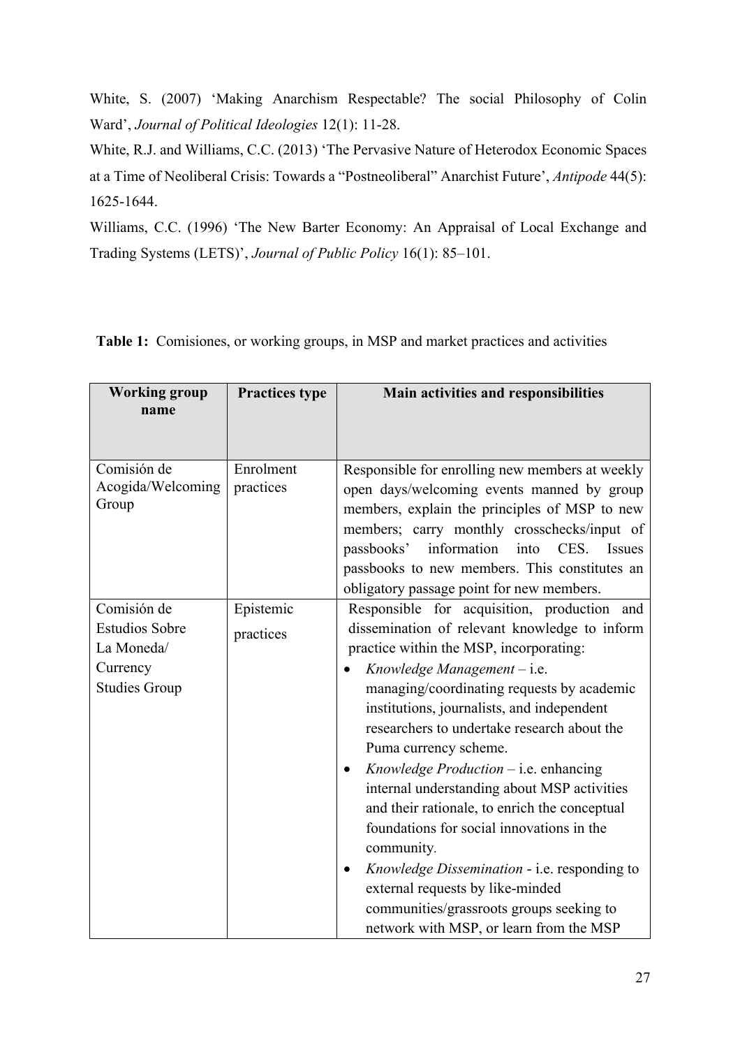White, S. (2007) 'Making Anarchism Respectable? The social Philosophy of Colin Ward', *Journal of Political Ideologies* 12(1): 11-28.

White, R.J. and Williams, C.C. (2013) 'The Pervasive Nature of Heterodox Economic Spaces at a Time of Neoliberal Crisis: Towards a "Postneoliberal" Anarchist Future', *Antipode* 44(5): 1625-1644.

Williams, C.C. (1996) 'The New Barter Economy: An Appraisal of Local Exchange and Trading Systems (LETS)', *Journal of Public Policy* 16(1): 85–101.

**Table 1:** Comisiones, or working groups, in MSP and market practices and activities

| Working group name | Practices type | Main activities and responsibilities |
|---|---|---|
| Comisión de Acogida/Welcoming Group | Enrolment practices | Responsible for enrolling new members at weekly open days/welcoming events manned by group members, explain the principles of MSP to new members; carry monthly crosschecks/input of passbooks' information into CES. Issues passbooks to new members. This constitutes an obligatory passage point for new members. |
| Comisión de Estudios Sobre La Moneda/ Currency Studies Group | Epistemic practices | Responsible for acquisition, production and dissemination of relevant knowledge to inform practice within the MSP, incorporating: <br>• *Knowledge Management* – i.e. managing/coordinating requests by academic institutions, journalists, and independent researchers to undertake research about the Puma currency scheme. <br>• *Knowledge Production* – i.e. enhancing internal understanding about MSP activities and their rationale, to enrich the conceptual foundations for social innovations in the community. <br>• *Knowledge Dissemination* - i.e. responding to external requests by like-minded communities/grassroots groups seeking to network with MSP, or learn from the MSP |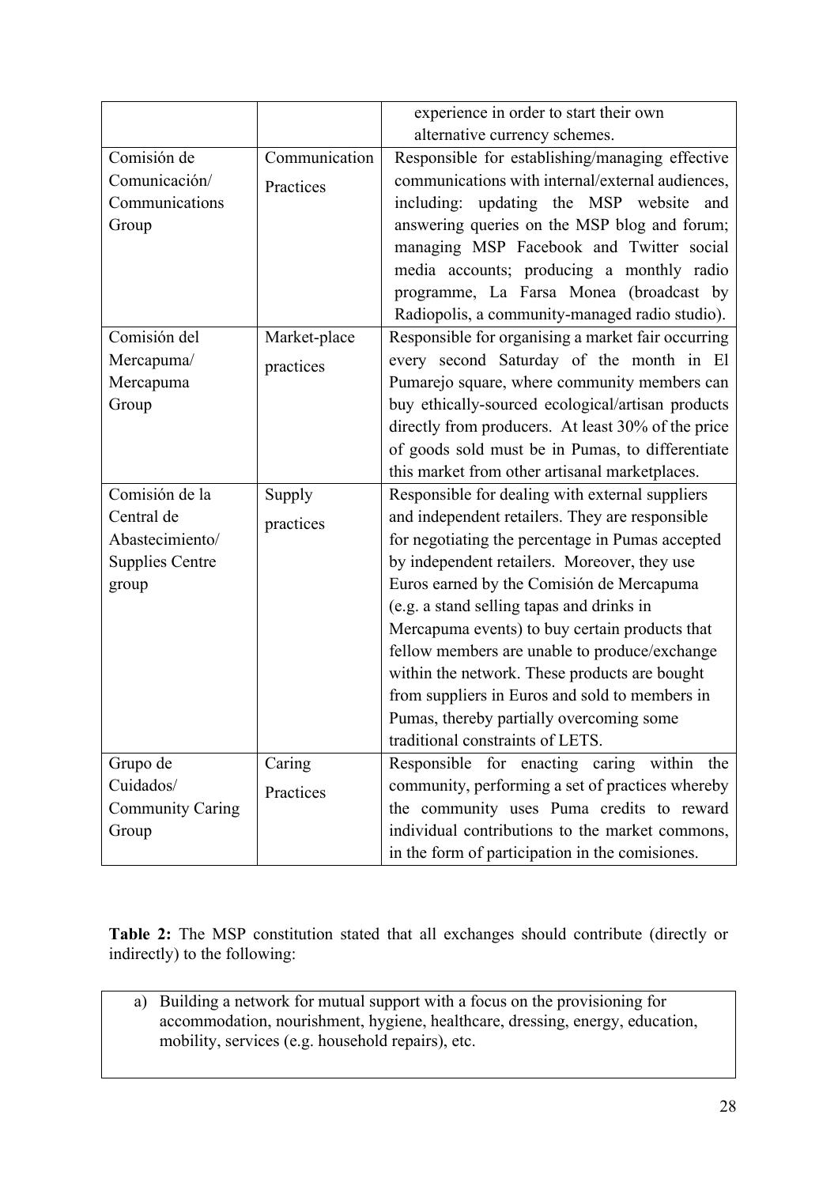| | | |
|---|---|---|
| | | experience in order to start their own alternative currency schemes. |
| Comisión de Comunicación/ Communications Group | Communication Practices | Responsible for establishing/managing effective communications with internal/external audiences, including: updating the MSP website and answering queries on the MSP blog and forum; managing MSP Facebook and Twitter social media accounts; producing a monthly radio programme, La Farsa Monea (broadcast by Radiopolis, a community-managed radio studio). |
| Comisión del Mercapuma/ Mercapuma Group | Market-place practices | Responsible for organising a market fair occurring every second Saturday of the month in El Pumarejo square, where community members can buy ethically-sourced ecological/artisan products directly from producers. At least 30% of the price of goods sold must be in Pumas, to differentiate this market from other artisanal marketplaces. |
| Comisión de la Central de Abastecimiento/ Supplies Centre group | Supply practices | Responsible for dealing with external suppliers and independent retailers. They are responsible for negotiating the percentage in Pumas accepted by independent retailers. Moreover, they use Euros earned by the Comisión de Mercapuma (e.g. a stand selling tapas and drinks in Mercapuma events) to buy certain products that fellow members are unable to produce/exchange within the network. These products are bought from suppliers in Euros and sold to members in Pumas, thereby partially overcoming some traditional constraints of LETS. |
| Grupo de Cuidados/ Community Caring Group | Caring Practices | Responsible for enacting caring within the community, performing a set of practices whereby the community uses Puma credits to reward individual contributions to the market commons, in the form of participation in the comisiones. |

**Table 2:** The MSP constitution stated that all exchanges should contribute (directly or indirectly) to the following:

| |
|---|
| a) Building a network for mutual support with a focus on the provisioning for accommodation, nourishment, hygiene, healthcare, dressing, energy, education, mobility, services (e.g. household repairs), etc. |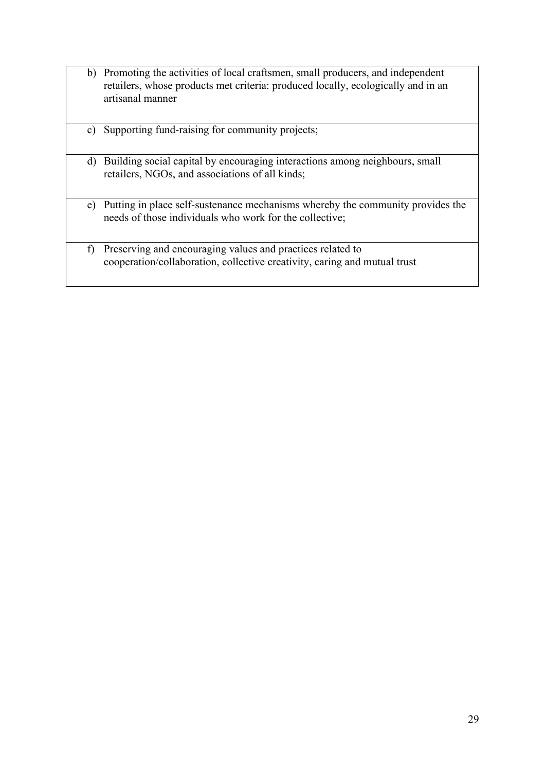| |
|---|
| b) Promoting the activities of local craftsmen, small producers, and independent retailers, whose products met criteria: produced locally, ecologically and in an artisanal manner |
| c) Supporting fund-raising for community projects; |
| d) Building social capital by encouraging interactions among neighbours, small retailers, NGOs, and associations of all kinds; |
| e) Putting in place self-sustenance mechanisms whereby the community provides the needs of those individuals who work for the collective; |
| f) Preserving and encouraging values and practices related to cooperation/collaboration, collective creativity, caring and mutual trust |